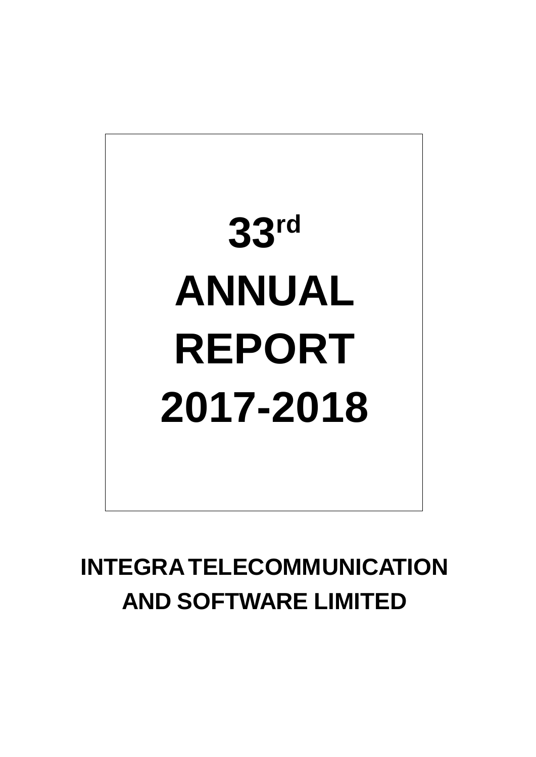# 33rd ANNUAL REPORT 2017-2018

## INTEGRA TELECOMMUNICATION AND SOFTWARE LIMITED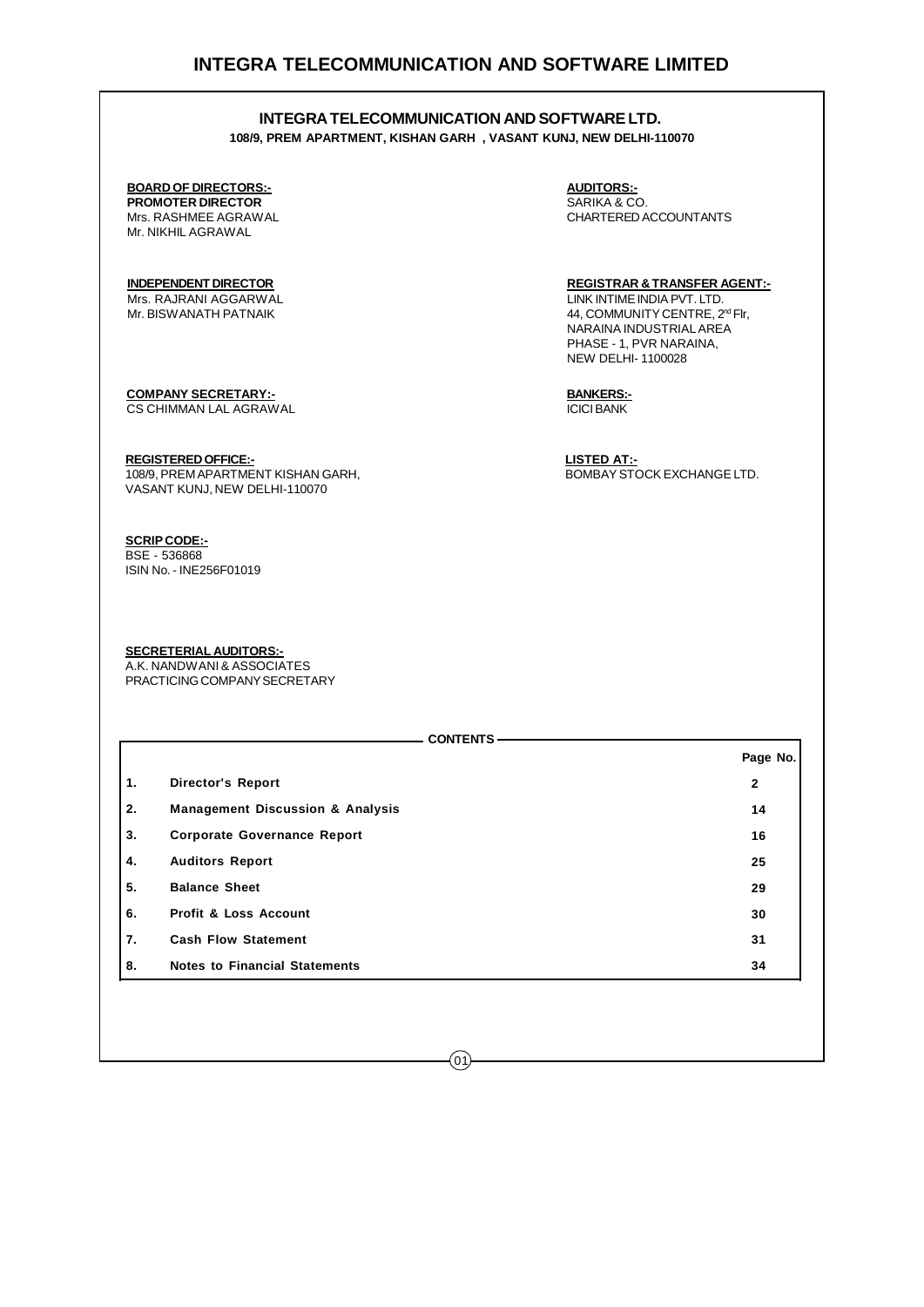# INTEGRA TELECOMMUNICATION AND SOFTWARE LTD.

**108/9, PREM APARTMENT, KISHAN GARH , VASANT KUNJ, NEW DELHI-110070**

**BOARD OF DIRECTORS:-**

**PROMOTER DIRECTOR**
Mrs. RASHMEE AGRAWAL
Mr. NIKHIL AGRAWAL

**INDEPENDENT DIRECTOR**
Mrs. RAJRANI AGGARWAL
Mr. BISWANATH PATNAIK

**COMPANY SECRETARY:-**
CS CHIMMAN LAL AGRAWAL

**REGISTERED OFFICE:-**
108/9, PREM APARTMENT KISHAN GARH,
VASANT KUNJ, NEW DELHI-110070

**SCRIP CODE:-**
BSE - 536868
ISIN No. - INE256F01019

**SECRETERIAL AUDITORS:-**
A.K. NANDWANI & ASSOCIATES
PRACTICING COMPANY SECRETARY

**AUDITORS:-**
SARIKA & CO.
CHARTERED ACCOUNTANTS

**REGISTRAR & TRANSFER AGENT:-**
LINK INTIME INDIA PVT. LTD.
44, COMMUNITY CENTRE, 2nd Flr,
NARAINA INDUSTRIAL AREA
PHASE - 1, PVR NARAINA,
NEW DELHI- 1100028

**BANKERS:-**
ICICI BANK

**LISTED AT:-**
BOMBAY STOCK EXCHANGE LTD.

## CONTENTS

| | | Page No. |
|---|---|---|
| 1. | **Director's Report** | 2 |
| 2. | **Management Discussion & Analysis** | 14 |
| 3. | **Corporate Governance Report** | 16 |
| 4. | **Auditors Report** | 25 |
| 5. | **Balance Sheet** | 29 |
| 6. | **Profit & Loss Account** | 30 |
| 7. | **Cash Flow Statement** | 31 |
| 8. | **Notes to Financial Statements** | 34 |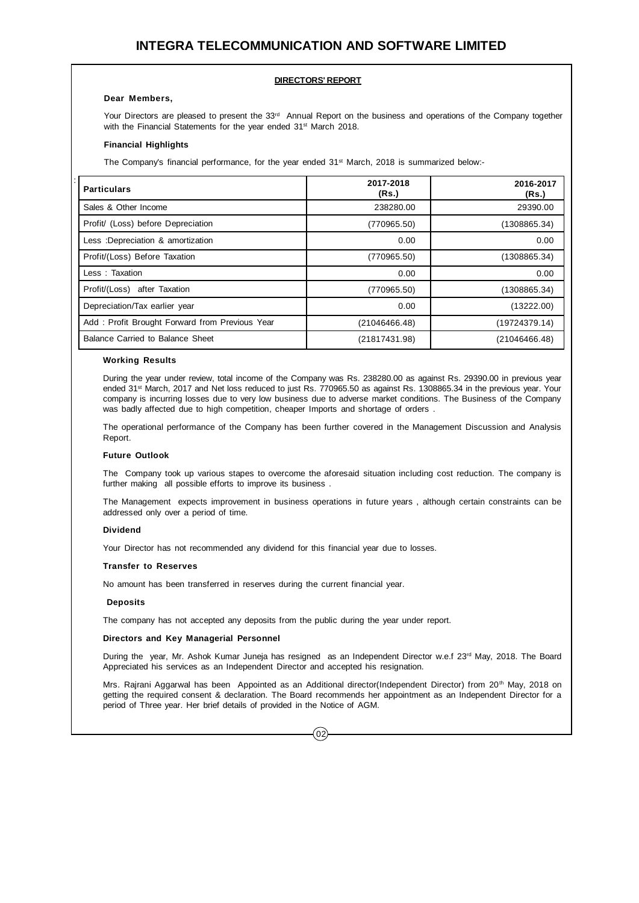## DIRECTORS' REPORT

**Dear Members,**

Your Directors are pleased to present the 33rd Annual Report on the business and operations of the Company together with the Financial Statements for the year ended 31st March 2018.

### Financial Highlights

The Company's financial performance, for the year ended 31st March, 2018 is summarized below:-

| Particulars | 2017-2018 (Rs.) | 2016-2017 (Rs.) |
|---|---|---|
| Sales & Other Income | 238280.00 | 29390.00 |
| Profit/ (Loss) before Depreciation | (770965.50) | (1308865.34) |
| Less :Depreciation & amortization | 0.00 | 0.00 |
| Profit/(Loss) Before Taxation | (770965.50) | (1308865.34) |
| Less : Taxation | 0.00 | 0.00 |
| Profit/(Loss) after Taxation | (770965.50) | (1308865.34) |
| Depreciation/Tax earlier year | 0.00 | (13222.00) |
| Add : Profit Brought Forward from Previous Year | (21046466.48) | (19724379.14) |
| Balance Carried to Balance Sheet | (21817431.98) | (21046466.48) |

### Working Results

During the year under review, total income of the Company was Rs. 238280.00 as against Rs. 29390.00 in previous year ended 31st March, 2017 and Net loss reduced to just Rs. 770965.50 as against Rs. 1308865.34 in the previous year. Your company is incurring losses due to very low business due to adverse market conditions. The Business of the Company was badly affected due to high competition, cheaper Imports and shortage of orders .

The operational performance of the Company has been further covered in the Management Discussion and Analysis Report.

### Future Outlook

The Company took up various stapes to overcome the aforesaid situation including cost reduction. The company is further making all possible efforts to improve its business .

The Management expects improvement in business operations in future years , although certain constraints can be addressed only over a period of time.

### Dividend

Your Director has not recommended any dividend for this financial year due to losses.

### Transfer to Reserves

No amount has been transferred in reserves during the current financial year.

### Deposits

The company has not accepted any deposits from the public during the year under report.

### Directors and Key Managerial Personnel

During the year, Mr. Ashok Kumar Juneja has resigned as an Independent Director w.e.f 23rd May, 2018. The Board Appreciated his services as an Independent Director and accepted his resignation.

Mrs. Rajrani Aggarwal has been Appointed as an Additional director(Independent Director) from 20th May, 2018 on getting the required consent & declaration. The Board recommends her appointment as an Independent Director for a period of Three year. Her brief details of provided in the Notice of AGM.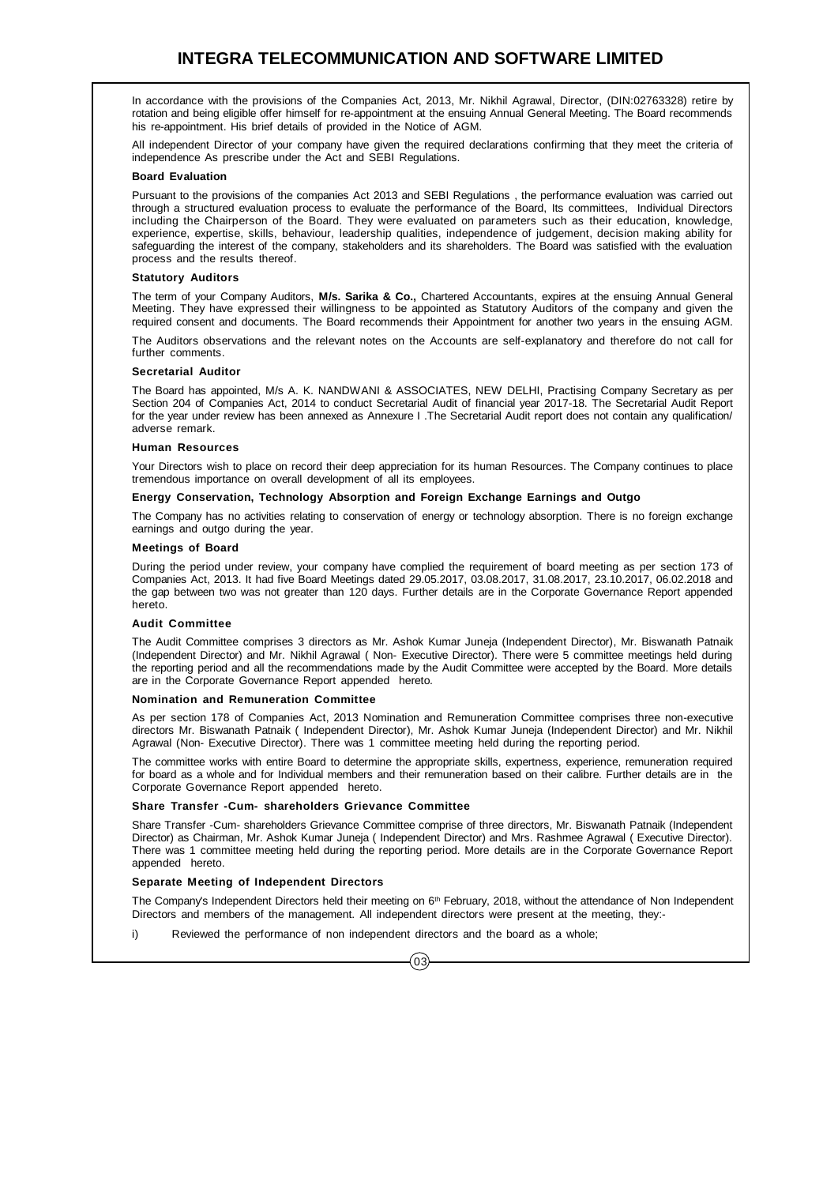In accordance with the provisions of the Companies Act, 2013, Mr. Nikhil Agrawal, Director, (DIN:02763328) retire by rotation and being eligible offer himself for re-appointment at the ensuing Annual General Meeting. The Board recommends his re-appointment. His brief details of provided in the Notice of AGM.

All independent Director of your company have given the required declarations confirming that they meet the criteria of independence As prescribe under the Act and SEBI Regulations.

**Board Evaluation**

Pursuant to the provisions of the companies Act 2013 and SEBI Regulations , the performance evaluation was carried out through a structured evaluation process to evaluate the performance of the Board, Its committees, Individual Directors including the Chairperson of the Board. They were evaluated on parameters such as their education, knowledge, experience, expertise, skills, behaviour, leadership qualities, independence of judgement, decision making ability for safeguarding the interest of the company, stakeholders and its shareholders. The Board was satisfied with the evaluation process and the results thereof.

**Statutory Auditors**

The term of your Company Auditors, **M/s. Sarika & Co.,** Chartered Accountants, expires at the ensuing Annual General Meeting. They have expressed their willingness to be appointed as Statutory Auditors of the company and given the required consent and documents. The Board recommends their Appointment for another two years in the ensuing AGM.

The Auditors observations and the relevant notes on the Accounts are self-explanatory and therefore do not call for further comments.

**Secretarial Auditor**

The Board has appointed, M/s A. K. NANDWANI & ASSOCIATES, NEW DELHI, Practising Company Secretary as per Section 204 of Companies Act, 2014 to conduct Secretarial Audit of financial year 2017-18. The Secretarial Audit Report for the year under review has been annexed as Annexure I .The Secretarial Audit report does not contain any qualification/ adverse remark.

**Human Resources**

Your Directors wish to place on record their deep appreciation for its human Resources. The Company continues to place tremendous importance on overall development of all its employees.

**Energy Conservation, Technology Absorption and Foreign Exchange Earnings and Outgo**

The Company has no activities relating to conservation of energy or technology absorption. There is no foreign exchange earnings and outgo during the year.

**Meetings of Board**

During the period under review, your company have complied the requirement of board meeting as per section 173 of Companies Act, 2013. It had five Board Meetings dated 29.05.2017, 03.08.2017, 31.08.2017, 23.10.2017, 06.02.2018 and the gap between two was not greater than 120 days. Further details are in the Corporate Governance Report appended hereto.

**Audit Committee**

The Audit Committee comprises 3 directors as Mr. Ashok Kumar Juneja (Independent Director), Mr. Biswanath Patnaik (Independent Director) and Mr. Nikhil Agrawal ( Non- Executive Director). There were 5 committee meetings held during the reporting period and all the recommendations made by the Audit Committee were accepted by the Board. More details are in the Corporate Governance Report appended hereto.

**Nomination and Remuneration Committee**

As per section 178 of Companies Act, 2013 Nomination and Remuneration Committee comprises three non-executive directors Mr. Biswanath Patnaik ( Independent Director), Mr. Ashok Kumar Juneja (Independent Director) and Mr. Nikhil Agrawal (Non- Executive Director). There was 1 committee meeting held during the reporting period.

The committee works with entire Board to determine the appropriate skills, expertness, experience, remuneration required for board as a whole and for Individual members and their remuneration based on their calibre. Further details are in the Corporate Governance Report appended hereto.

**Share Transfer -Cum- shareholders Grievance Committee**

Share Transfer -Cum- shareholders Grievance Committee comprise of three directors, Mr. Biswanath Patnaik (Independent Director) as Chairman, Mr. Ashok Kumar Juneja ( Independent Director) and Mrs. Rashmee Agrawal ( Executive Director). There was 1 committee meeting held during the reporting period. More details are in the Corporate Governance Report appended hereto.

**Separate Meeting of Independent Directors**

The Company's Independent Directors held their meeting on 6th February, 2018, without the attendance of Non Independent Directors and members of the management. All independent directors were present at the meeting, they:-

i) Reviewed the performance of non independent directors and the board as a whole;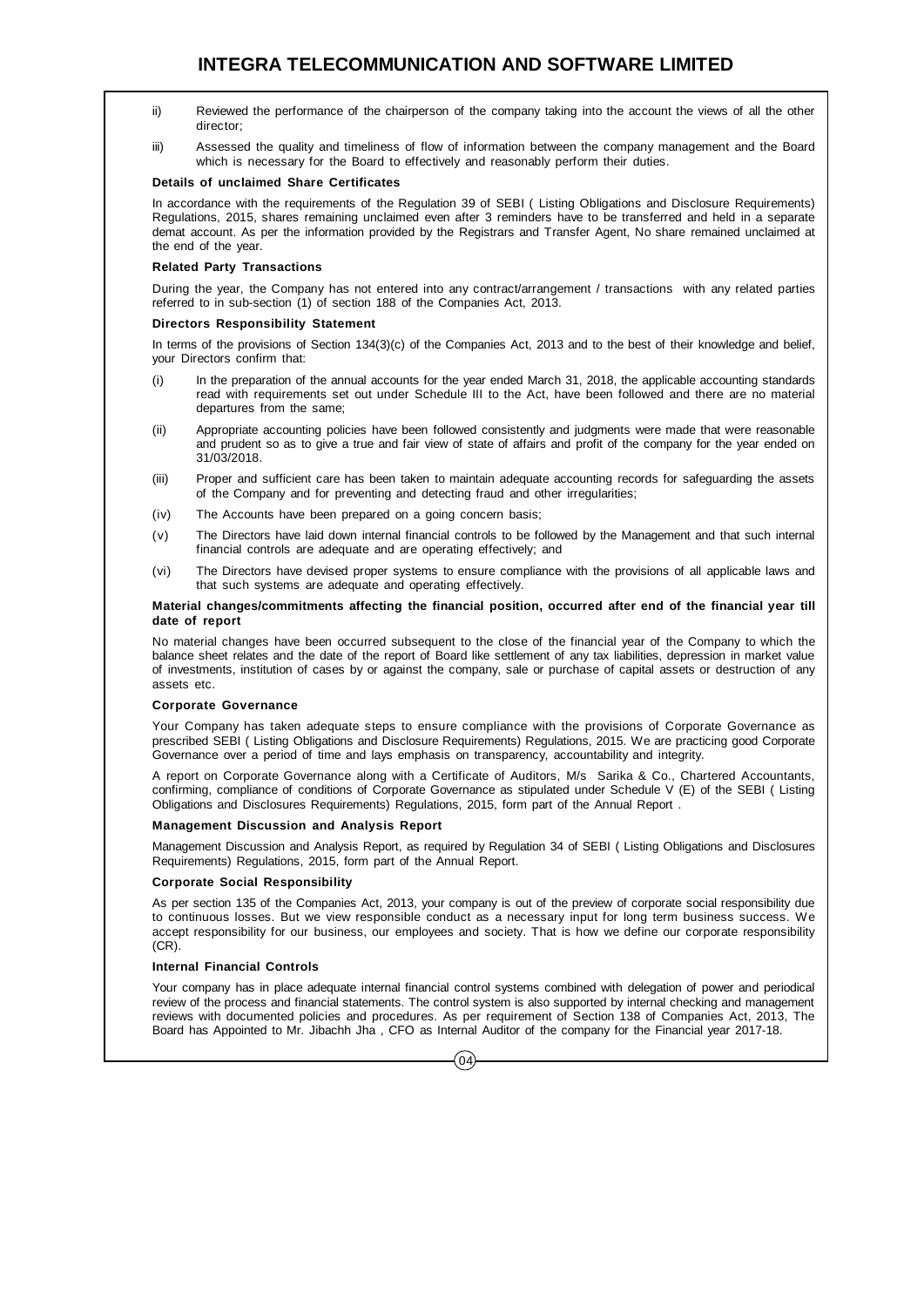ii) Reviewed the performance of the chairperson of the company taking into the account the views of all the other director;

iii) Assessed the quality and timeliness of flow of information between the company management and the Board which is necessary for the Board to effectively and reasonably perform their duties.

**Details of unclaimed Share Certificates**

In accordance with the requirements of the Regulation 39 of SEBI ( Listing Obligations and Disclosure Requirements) Regulations, 2015, shares remaining unclaimed even after 3 reminders have to be transferred and held in a separate demat account. As per the information provided by the Registrars and Transfer Agent, No share remained unclaimed at the end of the year.

**Related Party Transactions**

During the year, the Company has not entered into any contract/arrangement / transactions with any related parties referred to in sub-section (1) of section 188 of the Companies Act, 2013.

**Directors Responsibility Statement**

In terms of the provisions of Section 134(3)(c) of the Companies Act, 2013 and to the best of their knowledge and belief, your Directors confirm that:

(i) In the preparation of the annual accounts for the year ended March 31, 2018, the applicable accounting standards read with requirements set out under Schedule III to the Act, have been followed and there are no material departures from the same;

(ii) Appropriate accounting policies have been followed consistently and judgments were made that were reasonable and prudent so as to give a true and fair view of state of affairs and profit of the company for the year ended on 31/03/2018.

(iii) Proper and sufficient care has been taken to maintain adequate accounting records for safeguarding the assets of the Company and for preventing and detecting fraud and other irregularities;

(iv) The Accounts have been prepared on a going concern basis;

(v) The Directors have laid down internal financial controls to be followed by the Management and that such internal financial controls are adequate and are operating effectively; and

(vi) The Directors have devised proper systems to ensure compliance with the provisions of all applicable laws and that such systems are adequate and operating effectively.

**Material changes/commitments affecting the financial position, occurred after end of the financial year till date of report**

No material changes have been occurred subsequent to the close of the financial year of the Company to which the balance sheet relates and the date of the report of Board like settlement of any tax liabilities, depression in market value of investments, institution of cases by or against the company, sale or purchase of capital assets or destruction of any assets etc.

**Corporate Governance**

Your Company has taken adequate steps to ensure compliance with the provisions of Corporate Governance as prescribed SEBI ( Listing Obligations and Disclosure Requirements) Regulations, 2015. We are practicing good Corporate Governance over a period of time and lays emphasis on transparency, accountability and integrity.

A report on Corporate Governance along with a Certificate of Auditors, M/s Sarika & Co., Chartered Accountants, confirming, compliance of conditions of Corporate Governance as stipulated under Schedule V (E) of the SEBI ( Listing Obligations and Disclosures Requirements) Regulations, 2015, form part of the Annual Report .

**Management Discussion and Analysis Report**

Management Discussion and Analysis Report, as required by Regulation 34 of SEBI ( Listing Obligations and Disclosures Requirements) Regulations, 2015, form part of the Annual Report.

**Corporate Social Responsibility**

As per section 135 of the Companies Act, 2013, your company is out of the preview of corporate social responsibility due to continuous losses. But we view responsible conduct as a necessary input for long term business success. We accept responsibility for our business, our employees and society. That is how we define our corporate responsibility (CR).

**Internal Financial Controls**

Your company has in place adequate internal financial control systems combined with delegation of power and periodical review of the process and financial statements. The control system is also supported by internal checking and management reviews with documented policies and procedures. As per requirement of Section 138 of Companies Act, 2013, The Board has Appointed to Mr. Jibachh Jha , CFO as Internal Auditor of the company for the Financial year 2017-18.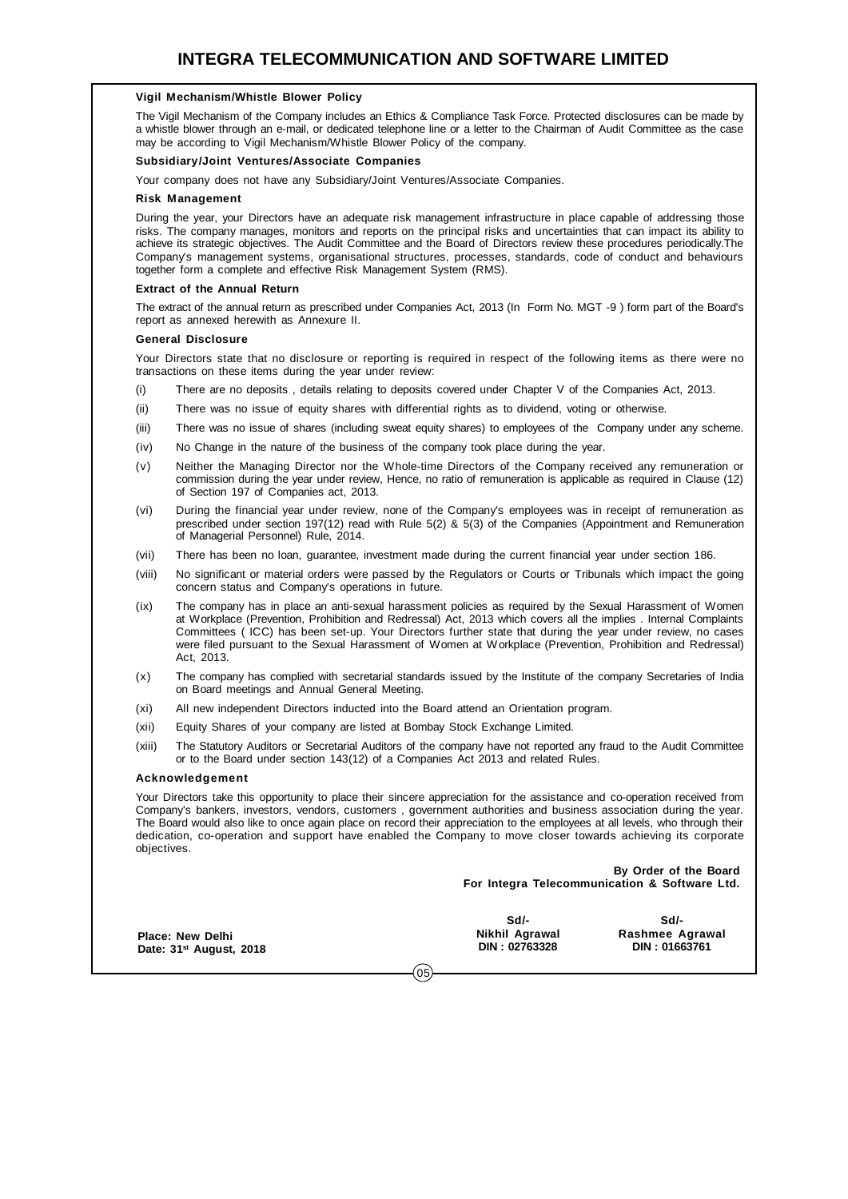### Vigil Mechanism/Whistle Blower Policy

The Vigil Mechanism of the Company includes an Ethics & Compliance Task Force. Protected disclosures can be made by a whistle blower through an e-mail, or dedicated telephone line or a letter to the Chairman of Audit Committee as the case may be according to Vigil Mechanism/Whistle Blower Policy of the company.

### Subsidiary/Joint Ventures/Associate Companies

Your company does not have any Subsidiary/Joint Ventures/Associate Companies.

### Risk Management

During the year, your Directors have an adequate risk management infrastructure in place capable of addressing those risks. The company manages, monitors and reports on the principal risks and uncertainties that can impact its ability to achieve its strategic objectives. The Audit Committee and the Board of Directors review these procedures periodically.The Company's management systems, organisational structures, processes, standards, code of conduct and behaviours together form a complete and effective Risk Management System (RMS).

### Extract of the Annual Return

The extract of the annual return as prescribed under Companies Act, 2013 (In Form No. MGT -9 ) form part of the Board's report as annexed herewith as Annexure II.

### General Disclosure

Your Directors state that no disclosure or reporting is required in respect of the following items as there were no transactions on these items during the year under review:

(i) There are no deposits , details relating to deposits covered under Chapter V of the Companies Act, 2013.

(ii) There was no issue of equity shares with differential rights as to dividend, voting or otherwise.

(iii) There was no issue of shares (including sweat equity shares) to employees of the Company under any scheme.

(iv) No Change in the nature of the business of the company took place during the year.

(v) Neither the Managing Director nor the Whole-time Directors of the Company received any remuneration or commission during the year under review, Hence, no ratio of remuneration is applicable as required in Clause (12) of Section 197 of Companies act, 2013.

(vi) During the financial year under review, none of the Company's employees was in receipt of remuneration as prescribed under section 197(12) read with Rule 5(2) & 5(3) of the Companies (Appointment and Remuneration of Managerial Personnel) Rule, 2014.

(vii) There has been no loan, guarantee, investment made during the current financial year under section 186.

(viii) No significant or material orders were passed by the Regulators or Courts or Tribunals which impact the going concern status and Company's operations in future.

(ix) The company has in place an anti-sexual harassment policies as required by the Sexual Harassment of Women at Workplace (Prevention, Prohibition and Redressal) Act, 2013 which covers all the implies . Internal Complaints Committees ( ICC) has been set-up. Your Directors further state that during the year under review, no cases were filed pursuant to the Sexual Harassment of Women at Workplace (Prevention, Prohibition and Redressal) Act, 2013.

(x) The company has complied with secretarial standards issued by the Institute of the company Secretaries of India on Board meetings and Annual General Meeting.

(xi) All new independent Directors inducted into the Board attend an Orientation program.

(xii) Equity Shares of your company are listed at Bombay Stock Exchange Limited.

(xiii) The Statutory Auditors or Secretarial Auditors of the company have not reported any fraud to the Audit Committee or to the Board under section 143(12) of a Companies Act 2013 and related Rules.

### Acknowledgement

Your Directors take this opportunity to place their sincere appreciation for the assistance and co-operation received from Company's bankers, investors, vendors, customers , government authorities and business association during the year. The Board would also like to once again place on record their appreciation to the employees at all levels, who through their dedication, co-operation and support have enabled the Company to move closer towards achieving its corporate objectives.

**By Order of the Board**
**For Integra Telecommunication & Software Ltd.**

| | Sd/- | Sd/- |
|---|---|---|
| **Place: New Delhi** | **Nikhil Agrawal** | **Rashmee Agrawal** |
| **Date: 31st August, 2018** | **DIN : 02763328** | **DIN : 01663761** |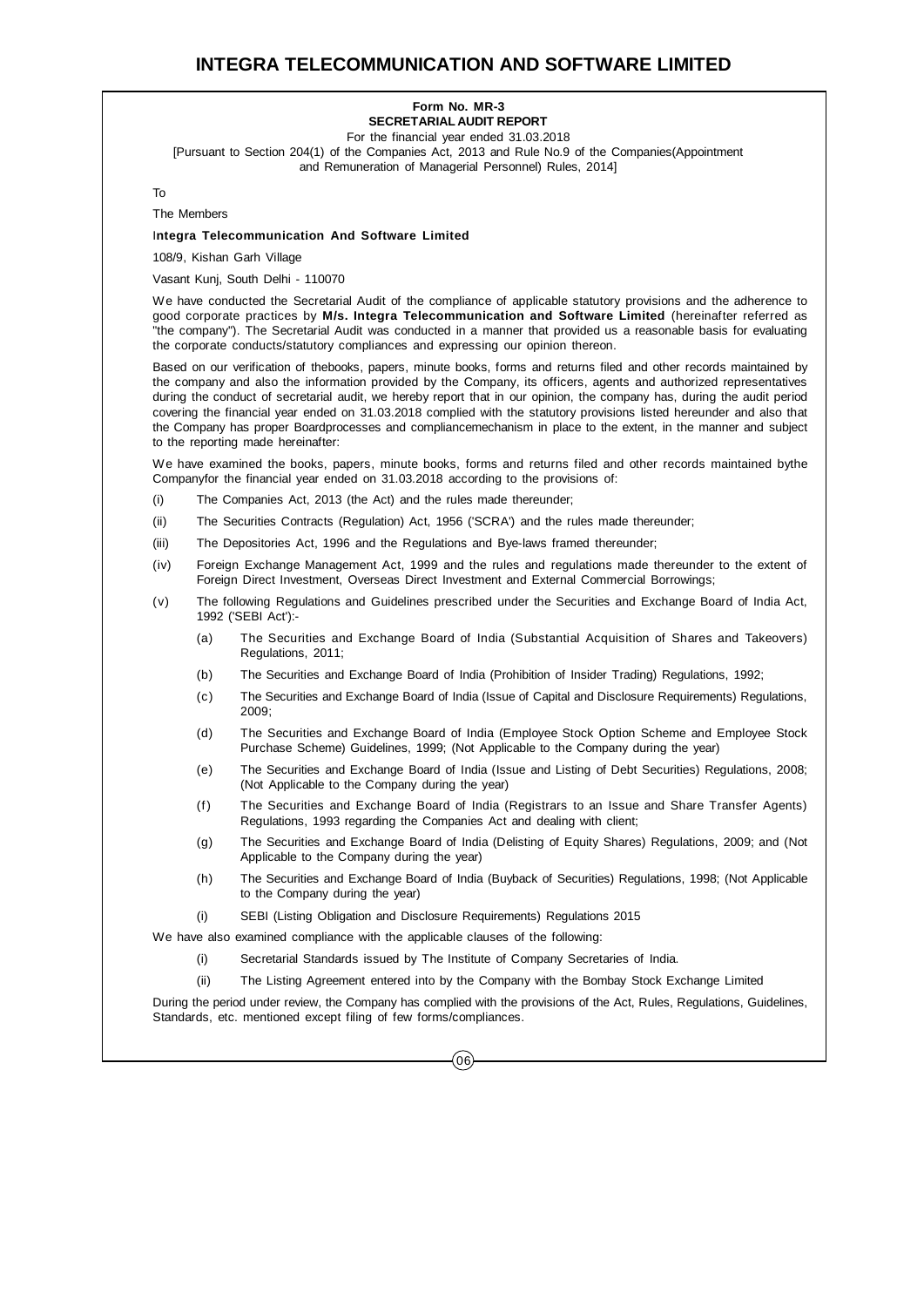**Form No. MR-3**
**SECRETARIAL AUDIT REPORT**
For the financial year ended 31.03.2018
[Pursuant to Section 204(1) of the Companies Act, 2013 and Rule No.9 of the Companies(Appointment and Remuneration of Managerial Personnel) Rules, 2014]

To

The Members

**Integra Telecommunication And Software Limited**

108/9, Kishan Garh Village

Vasant Kunj, South Delhi - 110070

We have conducted the Secretarial Audit of the compliance of applicable statutory provisions and the adherence to good corporate practices by **M/s. Integra Telecommunication and Software Limited** (hereinafter referred as "the company"). The Secretarial Audit was conducted in a manner that provided us a reasonable basis for evaluating the corporate conducts/statutory compliances and expressing our opinion thereon.

Based on our verification of thebooks, papers, minute books, forms and returns filed and other records maintained by the company and also the information provided by the Company, its officers, agents and authorized representatives during the conduct of secretarial audit, we hereby report that in our opinion, the company has, during the audit period covering the financial year ended on 31.03.2018 complied with the statutory provisions listed hereunder and also that the Company has proper Boardprocesses and compliancemechanism in place to the extent, in the manner and subject to the reporting made hereinafter:

We have examined the books, papers, minute books, forms and returns filed and other records maintained bythe Companyfor the financial year ended on 31.03.2018 according to the provisions of:

(i) The Companies Act, 2013 (the Act) and the rules made thereunder;

(ii) The Securities Contracts (Regulation) Act, 1956 ('SCRA') and the rules made thereunder;

(iii) The Depositories Act, 1996 and the Regulations and Bye-laws framed thereunder;

(iv) Foreign Exchange Management Act, 1999 and the rules and regulations made thereunder to the extent of Foreign Direct Investment, Overseas Direct Investment and External Commercial Borrowings;

(v) The following Regulations and Guidelines prescribed under the Securities and Exchange Board of India Act, 1992 ('SEBI Act'):-

(a) The Securities and Exchange Board of India (Substantial Acquisition of Shares and Takeovers) Regulations, 2011;

(b) The Securities and Exchange Board of India (Prohibition of Insider Trading) Regulations, 1992;

(c) The Securities and Exchange Board of India (Issue of Capital and Disclosure Requirements) Regulations, 2009;

(d) The Securities and Exchange Board of India (Employee Stock Option Scheme and Employee Stock Purchase Scheme) Guidelines, 1999; (Not Applicable to the Company during the year)

(e) The Securities and Exchange Board of India (Issue and Listing of Debt Securities) Regulations, 2008; (Not Applicable to the Company during the year)

(f) The Securities and Exchange Board of India (Registrars to an Issue and Share Transfer Agents) Regulations, 1993 regarding the Companies Act and dealing with client;

(g) The Securities and Exchange Board of India (Delisting of Equity Shares) Regulations, 2009; and (Not Applicable to the Company during the year)

(h) The Securities and Exchange Board of India (Buyback of Securities) Regulations, 1998; (Not Applicable to the Company during the year)

(i) SEBI (Listing Obligation and Disclosure Requirements) Regulations 2015

We have also examined compliance with the applicable clauses of the following:

(i) Secretarial Standards issued by The Institute of Company Secretaries of India.

(ii) The Listing Agreement entered into by the Company with the Bombay Stock Exchange Limited

During the period under review, the Company has complied with the provisions of the Act, Rules, Regulations, Guidelines, Standards, etc. mentioned except filing of few forms/compliances.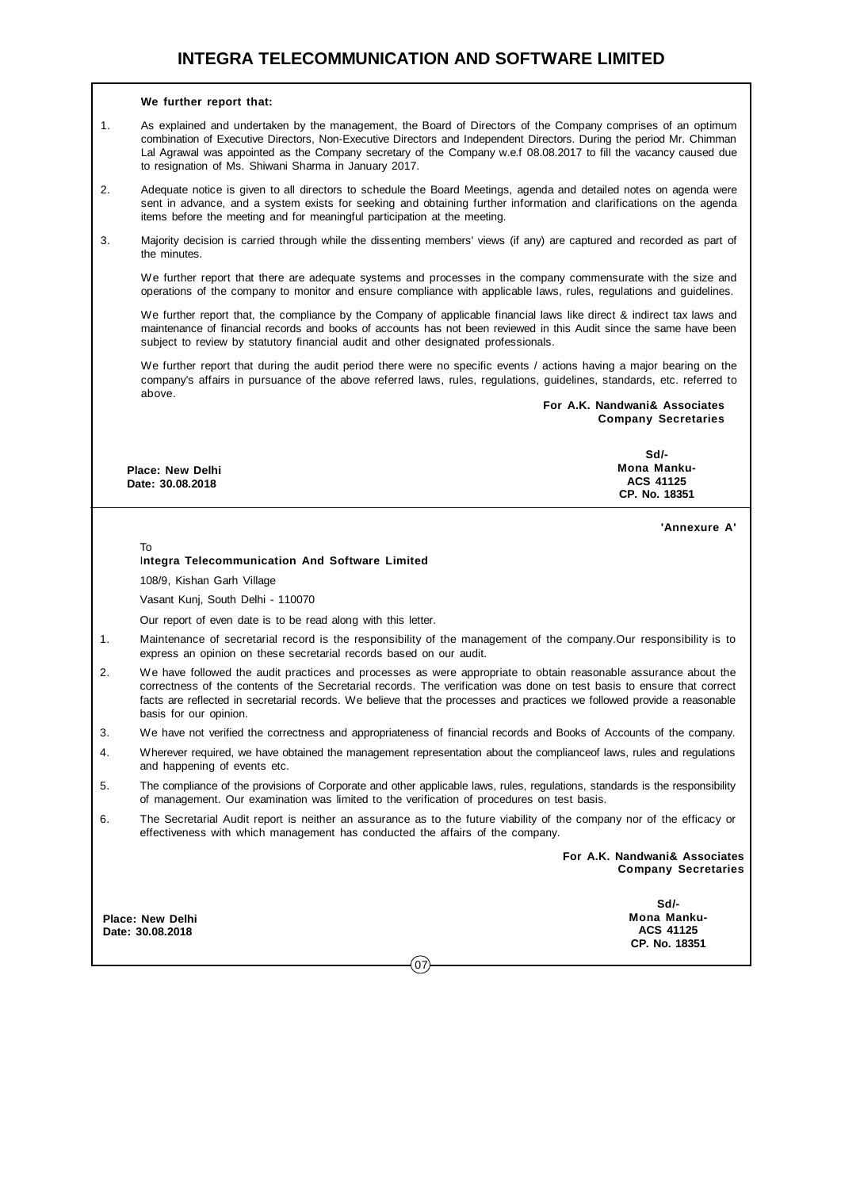**We further report that:**

1. As explained and undertaken by the management, the Board of Directors of the Company comprises of an optimum combination of Executive Directors, Non-Executive Directors and Independent Directors. During the period Mr. Chimman Lal Agrawal was appointed as the Company secretary of the Company w.e.f 08.08.2017 to fill the vacancy caused due to resignation of Ms. Shiwani Sharma in January 2017.

2. Adequate notice is given to all directors to schedule the Board Meetings, agenda and detailed notes on agenda were sent in advance, and a system exists for seeking and obtaining further information and clarifications on the agenda items before the meeting and for meaningful participation at the meeting.

3. Majority decision is carried through while the dissenting members' views (if any) are captured and recorded as part of the minutes.

We further report that there are adequate systems and processes in the company commensurate with the size and operations of the company to monitor and ensure compliance with applicable laws, rules, regulations and guidelines.

We further report that, the compliance by the Company of applicable financial laws like direct & indirect tax laws and maintenance of financial records and books of accounts has not been reviewed in this Audit since the same have been subject to review by statutory financial audit and other designated professionals.

We further report that during the audit period there were no specific events / actions having a major bearing on the company's affairs in pursuance of the above referred laws, rules, regulations, guidelines, standards, etc. referred to above.

**For A.K. Nandwani& Associates**
**Company Secretaries**

**Place: New Delhi**
**Date: 30.08.2018**

**Sd/-**
**Mona Manku-**
**ACS 41125**
**CP. No. 18351**

**'Annexure A'**

To
**Integra Telecommunication And Software Limited**
108/9, Kishan Garh Village
Vasant Kunj, South Delhi - 110070

Our report of even date is to be read along with this letter.

1. Maintenance of secretarial record is the responsibility of the management of the company.Our responsibility is to express an opinion on these secretarial records based on our audit.

2. We have followed the audit practices and processes as were appropriate to obtain reasonable assurance about the correctness of the contents of the Secretarial records. The verification was done on test basis to ensure that correct facts are reflected in secretarial records. We believe that the processes and practices we followed provide a reasonable basis for our opinion.

3. We have not verified the correctness and appropriateness of financial records and Books of Accounts of the company.

4. Wherever required, we have obtained the management representation about the complianceof laws, rules and regulations and happening of events etc.

5. The compliance of the provisions of Corporate and other applicable laws, rules, regulations, standards is the responsibility of management. Our examination was limited to the verification of procedures on test basis.

6. The Secretarial Audit report is neither an assurance as to the future viability of the company nor of the efficacy or effectiveness with which management has conducted the affairs of the company.

**For A.K. Nandwani& Associates**
**Company Secretaries**

**Place: New Delhi**
**Date: 30.08.2018**

**Sd/-**
**Mona Manku-**
**ACS 41125**
**CP. No. 18351**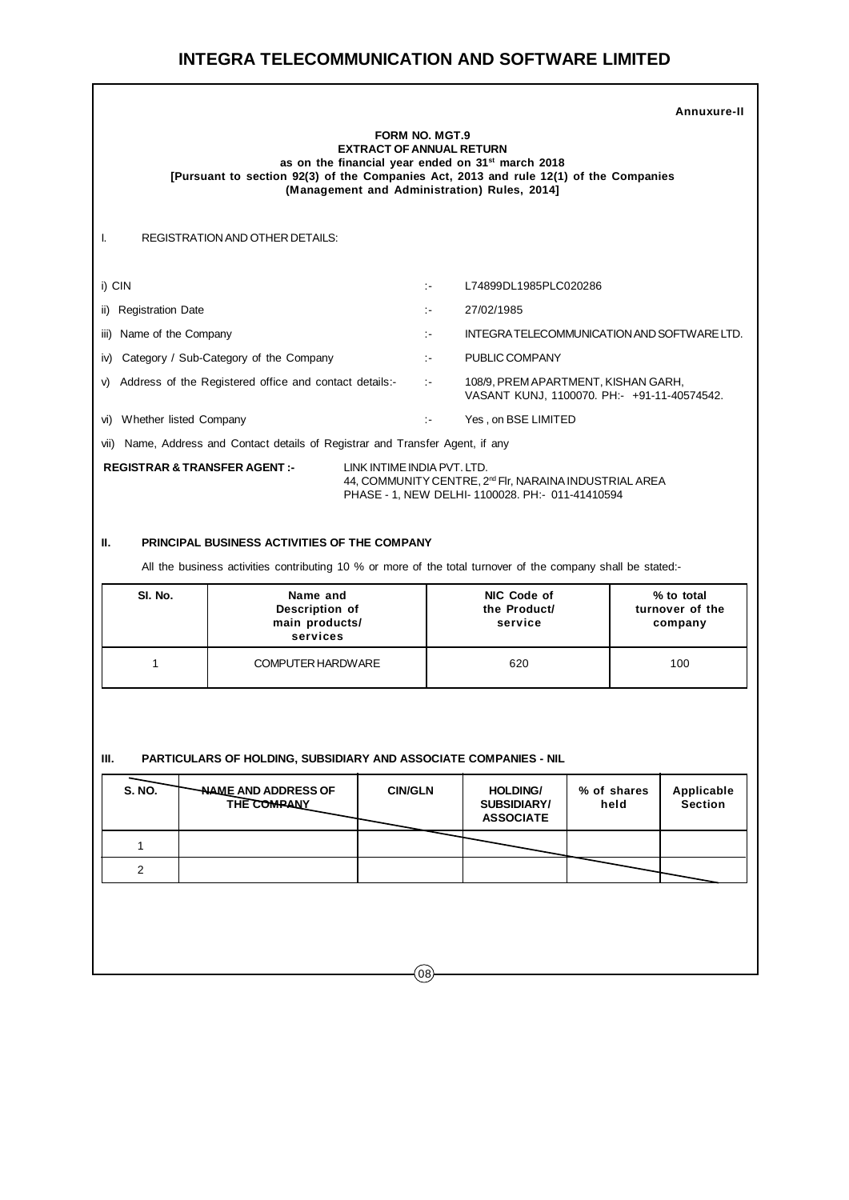Annuxure-II

**FORM NO. MGT.9**
**EXTRACT OF ANNUAL RETURN**
**as on the financial year ended on 31st march 2018**
**[Pursuant to section 92(3) of the Companies Act, 2013 and rule 12(1) of the Companies (Management and Administration) Rules, 2014]**

I. REGISTRATION AND OTHER DETAILS:

| | | |
|---|---|---|
| i) CIN | :- | L74899DL1985PLC020286 |
| ii) Registration Date | :- | 27/02/1985 |
| iii) Name of the Company | :- | INTEGRA TELECOMMUNICATION AND SOFTWARE LTD. |
| iv) Category / Sub-Category of the Company | :- | PUBLIC COMPANY |
| v) Address of the Registered office and contact details:- | :- | 108/9, PREM APARTMENT, KISHAN GARH, VASANT KUNJ, 1100070. PH:- +91-11-40574542. |
| vi) Whether listed Company | :- | Yes , on BSE LIMITED |

vii) Name, Address and Contact details of Registrar and Transfer Agent, if any

**REGISTRAR & TRANSFER AGENT :-** LINK INTIME INDIA PVT. LTD.
44, COMMUNITY CENTRE, 2nd Flr, NARAINA INDUSTRIAL AREA
PHASE - 1, NEW DELHI- 1100028. PH:- 011-41410594

## II. PRINCIPAL BUSINESS ACTIVITIES OF THE COMPANY

All the business activities contributing 10 % or more of the total turnover of the company shall be stated:-

| Sl. No. | Name and Description of main products/ services | NIC Code of the Product/ service | % to total turnover of the company |
|---|---|---|---|
| 1 | COMPUTER HARDWARE | 620 | 100 |

## III. PARTICULARS OF HOLDING, SUBSIDIARY AND ASSOCIATE COMPANIES - NIL

| S. NO. | NAME AND ADDRESS OF THE COMPANY | CIN/GLN | HOLDING/ SUBSIDIARY/ ASSOCIATE | % of shares held | Applicable Section |
|---|---|---|---|---|---|
| 1 | | | | | |
| 2 | | | | | |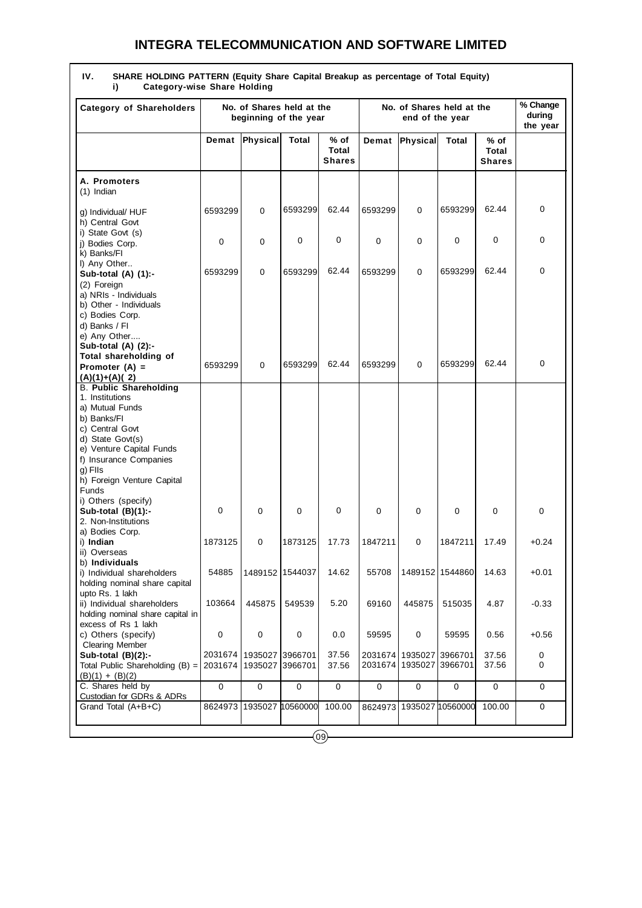## IV. SHARE HOLDING PATTERN (Equity Share Capital Breakup as percentage of Total Equity)

### i) Category-wise Share Holding

| Category of Shareholders | No. of Shares held at the beginning of the year | | | | No. of Shares held at the end of the year | | | | % Change during the year |
|---|---|---|---|---|---|---|---|---|---|
| | Demat | Physical | Total | % of Total Shares | Demat | Physical | Total | % of Total Shares | |
| **A. Promoters** | | | | | | | | | |
| (1) Indian | | | | | | | | | |
| g) Individual/ HUF | 6593299 | 0 | 6593299 | 62.44 | 6593299 | 0 | 6593299 | 62.44 | 0 |
| h) Central Govt | | | | | | | | | |
| i) State Govt (s) | | | | | | | | | |
| j) Bodies Corp. | 0 | 0 | 0 | 0 | 0 | 0 | 0 | 0 | 0 |
| k) Banks/FI | | | | | | | | | |
| l) Any Other.. | | | | | | | | | |
| **Sub-total (A) (1):-** | 6593299 | 0 | 6593299 | 62.44 | 6593299 | 0 | 6593299 | 62.44 | 0 |
| (2) Foreign | | | | | | | | | |
| a) NRIs - Individuals | | | | | | | | | |
| b) Other - Individuals | | | | | | | | | |
| c) Bodies Corp. | | | | | | | | | |
| d) Banks / FI | | | | | | | | | |
| e) Any Other.... | | | | | | | | | |
| **Sub-total (A) (2):-** | | | | | | | | | |
| **Total shareholding of Promoter (A) = (A)(1)+(A)( 2)** | 6593299 | 0 | 6593299 | 62.44 | 6593299 | 0 | 6593299 | 62.44 | 0 |
| **B. Public Shareholding** | | | | | | | | | |
| 1. Institutions | | | | | | | | | |
| a) Mutual Funds | | | | | | | | | |
| b) Banks/FI | | | | | | | | | |
| c) Central Govt | | | | | | | | | |
| d) State Govt(s) | | | | | | | | | |
| e) Venture Capital Funds | | | | | | | | | |
| f) Insurance Companies | | | | | | | | | |
| g) FIIs | | | | | | | | | |
| h) Foreign Venture Capital Funds | | | | | | | | | |
| i) Others (specify) | | | | | | | | | |
| **Sub-total (B)(1):-** | 0 | 0 | 0 | 0 | 0 | 0 | 0 | 0 | 0 |
| 2. Non-Institutions | | | | | | | | | |
| a) Bodies Corp. | | | | | | | | | |
| i) **Indian** | 1873125 | 0 | 1873125 | 17.73 | 1847211 | 0 | 1847211 | 17.49 | +0.24 |
| ii) Overseas | | | | | | | | | |
| b) **Individuals** | | | | | | | | | |
| i) Individual shareholders holding nominal share capital upto Rs. 1 lakh | 54885 | 1489152 | 1544037 | 14.62 | 55708 | 1489152 | 1544860 | 14.63 | +0.01 |
| ii) Individual shareholders holding nominal share capital in excess of Rs 1 lakh | 103664 | 445875 | 549539 | 5.20 | 69160 | 445875 | 515035 | 4.87 | -0.33 |
| c) Others (specify) Clearing Member | 0 | 0 | 0 | 0.0 | 59595 | 0 | 59595 | 0.56 | +0.56 |
| **Sub-total (B)(2):-** | 2031674 | 1935027 | 3966701 | 37.56 | 2031674 | 1935027 | 3966701 | 37.56 | 0 |
| Total Public Shareholding (B) = (B)(1) + (B)(2) | 2031674 | 1935027 | 3966701 | 37.56 | 2031674 | 1935027 | 3966701 | 37.56 | 0 |
| C. Shares held by Custodian for GDRs & ADRs | 0 | 0 | 0 | 0 | 0 | 0 | 0 | 0 | 0 |
| Grand Total (A+B+C) | 8624973 | 1935027 | 10560000 | 100.00 | 8624973 | 1935027 | 10560000 | 100.00 | 0 |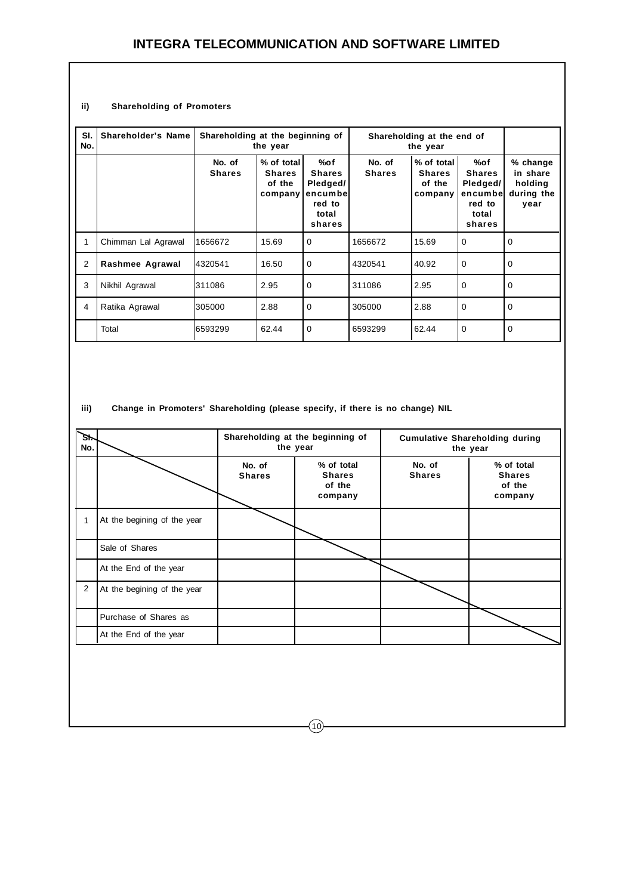ii) **Shareholding of Promoters**

| Sl. No. | Shareholder's Name | Shareholding at the beginning of the year | | | Shareholding at the end of the year | | | |
|---|---|---|---|---|---|---|---|---|
| | | No. of Shares | % of total Shares of the company | %of Shares Pledged/ encumbered to total shares | No. of Shares | % of total Shares of the company | %of Shares Pledged/ encumbered to total shares | % change in share holding during the year |
| 1 | Chimman Lal Agrawal | 1656672 | 15.69 | 0 | 1656672 | 15.69 | 0 | 0 |
| 2 | **Rashmee Agrawal** | 4320541 | 16.50 | 0 | 4320541 | 40.92 | 0 | 0 |
| 3 | Nikhil Agrawal | 311086 | 2.95 | 0 | 311086 | 2.95 | 0 | 0 |
| 4 | Ratika Agrawal | 305000 | 2.88 | 0 | 305000 | 2.88 | 0 | 0 |
| | Total | 6593299 | 62.44 | 0 | 6593299 | 62.44 | 0 | 0 |

iii) **Change in Promoters' Shareholding (please specify, if there is no change) NIL**

| Sl. No. | | Shareholding at the beginning of the year | | Cumulative Shareholding during the year | |
|---|---|---|---|---|---|
| | | No. of Shares | % of total Shares of the company | No. of Shares | % of total Shares of the company |
| 1 | At the begining of the year | | | | |
| | Sale of Shares | | | | |
| | At the End of the year | | | | |
| 2 | At the begining of the year | | | | |
| | Purchase of Shares as | | | | |
| | At the End of the year | | | | |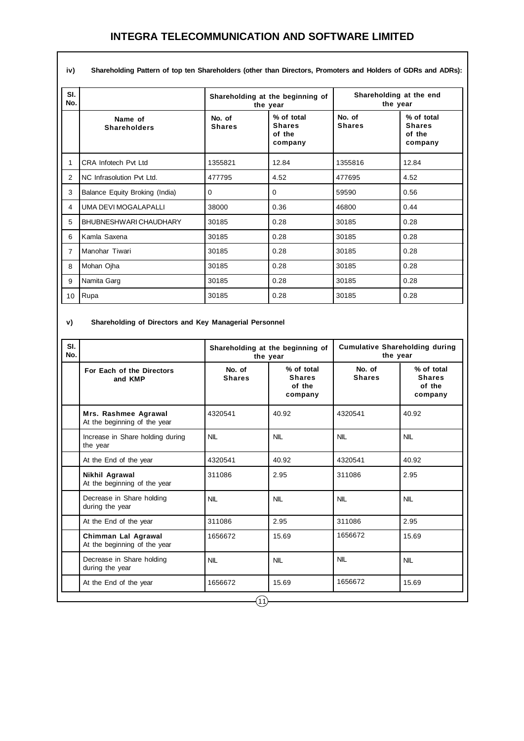iv) **Shareholding Pattern of top ten Shareholders (other than Directors, Promoters and Holders of GDRs and ADRs):**

| Sl. No. | | Shareholding at the beginning of the year | | Shareholding at the end the year | |
|---|---|---|---|---|---|
| | Name of Shareholders | No. of Shares | % of total Shares of the company | No. of Shares | % of total Shares of the company |
| 1 | CRA Infotech Pvt Ltd | 1355821 | 12.84 | 1355816 | 12.84 |
| 2 | NC Infrasolution Pvt Ltd. | 477795 | 4.52 | 477695 | 4.52 |
| 3 | Balance Equity Broking (India) | 0 | 0 | 59590 | 0.56 |
| 4 | UMA DEVI MOGALAPALLI | 38000 | 0.36 | 46800 | 0.44 |
| 5 | BHUBNESHWARI CHAUDHARY | 30185 | 0.28 | 30185 | 0.28 |
| 6 | Kamla Saxena | 30185 | 0.28 | 30185 | 0.28 |
| 7 | Manohar Tiwari | 30185 | 0.28 | 30185 | 0.28 |
| 8 | Mohan Ojha | 30185 | 0.28 | 30185 | 0.28 |
| 9 | Namita Garg | 30185 | 0.28 | 30185 | 0.28 |
| 10 | Rupa | 30185 | 0.28 | 30185 | 0.28 |

v) **Shareholding of Directors and Key Managerial Personnel**

| Sl. No. | | Shareholding at the beginning of the year | | Cumulative Shareholding during the year | |
|---|---|---|---|---|---|
| | For Each of the Directors and KMP | No. of Shares | % of total Shares of the company | No. of Shares | % of total Shares of the company |
| | **Mrs. Rashmee Agrawal** At the beginning of the year | 4320541 | 40.92 | 4320541 | 40.92 |
| | Increase in Share holding during the year | NIL | NIL | NIL | NIL |
| | At the End of the year | 4320541 | 40.92 | 4320541 | 40.92 |
| | **Nikhil Agrawal** At the beginning of the year | 311086 | 2.95 | 311086 | 2.95 |
| | Decrease in Share holding during the year | NIL | NIL | NIL | NIL |
| | At the End of the year | 311086 | 2.95 | 311086 | 2.95 |
| | **Chimman Lal Agrawal** At the beginning of the year | 1656672 | 15.69 | 1656672 | 15.69 |
| | Decrease in Share holding during the year | NIL | NIL | NIL | NIL |
| | At the End of the year | 1656672 | 15.69 | 1656672 | 15.69 |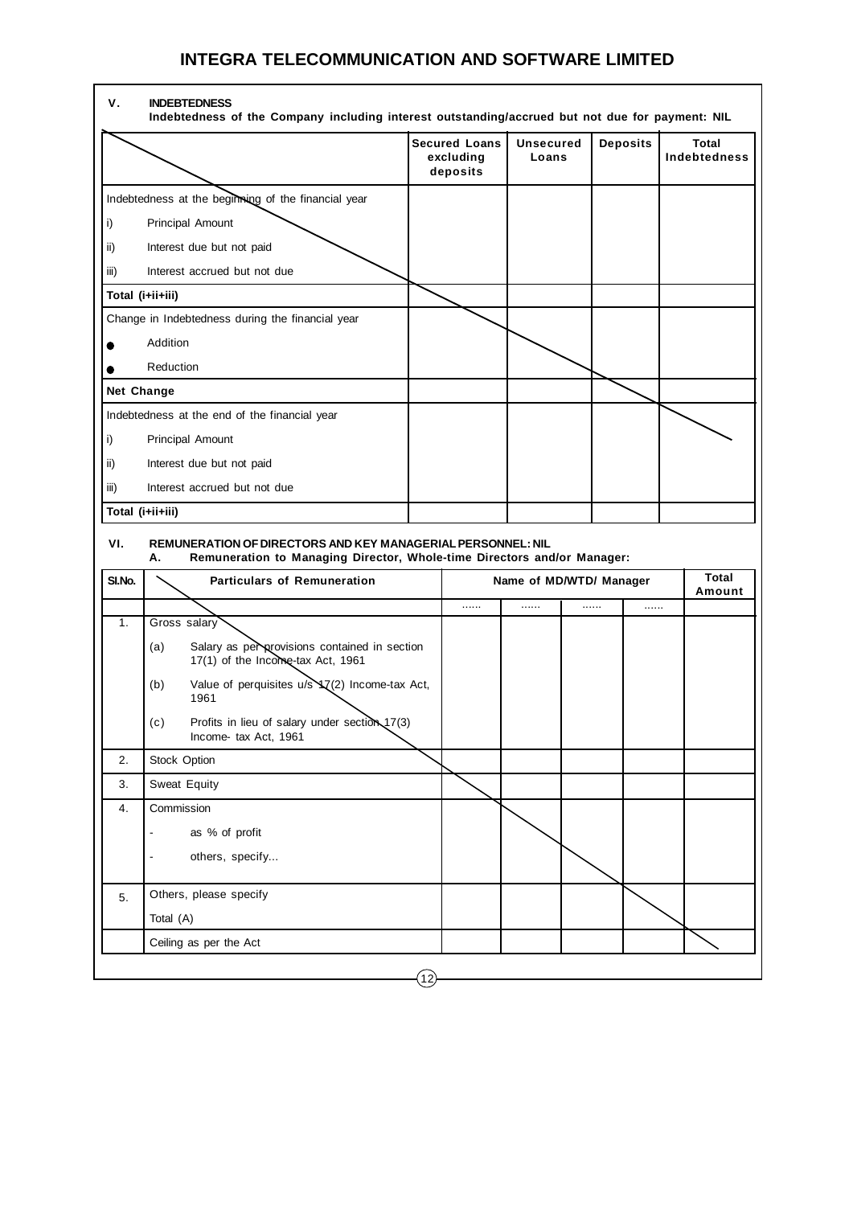## V. INDEBTEDNESS

**Indebtedness of the Company including interest outstanding/accrued but not due for payment: NIL**

| | Secured Loans excluding deposits | Unsecured Loans | Deposits | Total Indebtedness |
|---|---|---|---|---|
| Indebtedness at the beginning of the financial year | | | | |
| i) Principal Amount | | | | |
| ii) Interest due but not paid | | | | |
| iii) Interest accrued but not due | | | | |
| **Total (i+ii+iii)** | | | | |
| Change in Indebtedness during the financial year | | | | |
| • Addition | | | | |
| • Reduction | | | | |
| **Net Change** | | | | |
| Indebtedness at the end of the financial year | | | | |
| i) Principal Amount | | | | |
| ii) Interest due but not paid | | | | |
| iii) Interest accrued but not due | | | | |
| **Total (i+ii+iii)** | | | | |

## VI. REMUNERATION OF DIRECTORS AND KEY MANAGERIAL PERSONNEL: NIL

**A. Remuneration to Managing Director, Whole-time Directors and/or Manager:**

| Sl.No. | Particulars of Remuneration | Name of MD/WTD/ Manager | | | | Total Amount |
|---|---|---|---|---|---|---|
| | | ...... | ...... | ...... | ...... | |
| 1. | Gross salary | | | | | |
| | (a) Salary as per provisions contained in section 17(1) of the Income-tax Act, 1961 | | | | | |
| | (b) Value of perquisites u/s 17(2) Income-tax Act, 1961 | | | | | |
| | (c) Profits in lieu of salary under section 17(3) Income- tax Act, 1961 | | | | | |
| 2. | Stock Option | | | | | |
| 3. | Sweat Equity | | | | | |
| 4. | Commission | | | | | |
| | - as % of profit | | | | | |
| | - others, specify... | | | | | |
| 5. | Others, please specify | | | | | |
| | Total (A) | | | | | |
| | Ceiling as per the Act | | | | | |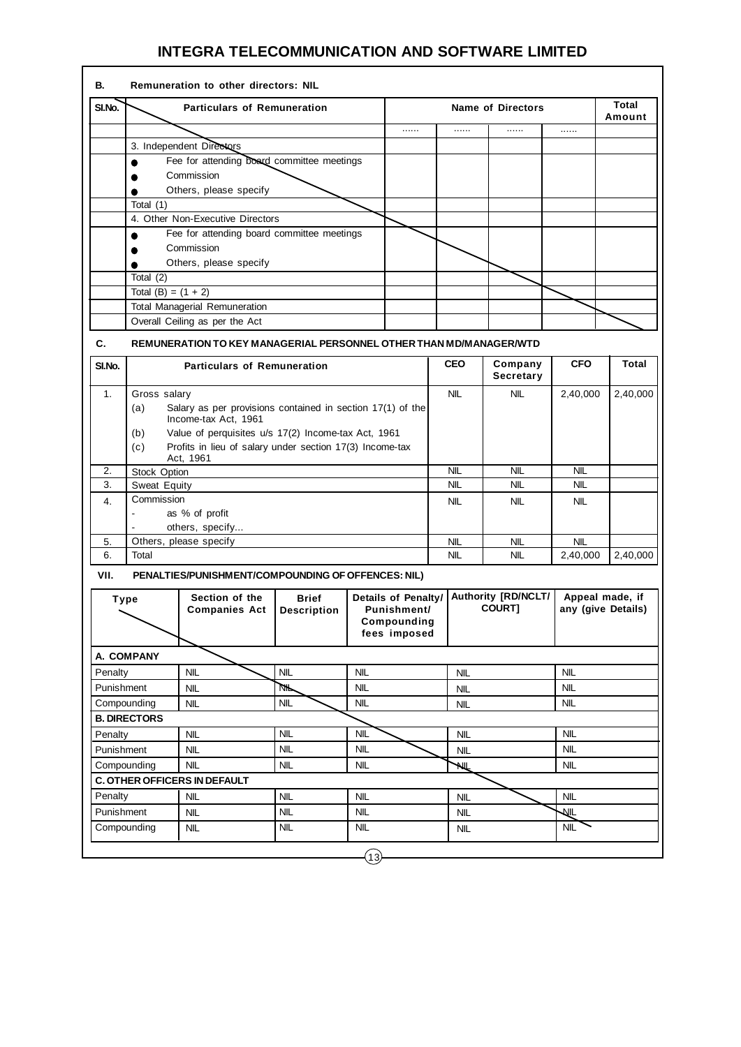**B. Remuneration to other directors: NIL**

| Sl.No. | Particulars of Remuneration | Name of Directors | | | | Total Amount |
|---|---|---|---|---|---|---|
| | | ...... | ...... | ...... | ...... | |
| | 3. Independent Directors | | | | | |
| | ● Fee for attending board committee meetings | | | | | |
| | ● Commission | | | | | |
| | ● Others, please specify | | | | | |
| | Total (1) | | | | | |
| | 4. Other Non-Executive Directors | | | | | |
| | ● Fee for attending board committee meetings | | | | | |
| | ● Commission | | | | | |
| | ● Others, please specify | | | | | |
| | Total (2) | | | | | |
| | Total (B) = (1 + 2) | | | | | |
| | Total Managerial Remuneration | | | | | |
| | Overall Ceiling as per the Act | | | | | |

**C. REMUNERATION TO KEY MANAGERIAL PERSONNEL OTHER THAN MD/MANAGER/WTD**

| Sl.No. | Particulars of Remuneration | CEO | Company Secretary | CFO | Total |
|---|---|---|---|---|---|
| 1. | Gross salary<br>(a) Salary as per provisions contained in section 17(1) of the Income-tax Act, 1961<br>(b) Value of perquisites u/s 17(2) Income-tax Act, 1961<br>(c) Profits in lieu of salary under section 17(3) Income-tax Act, 1961 | NIL | NIL | 2,40,000 | 2,40,000 |
| 2. | Stock Option | NIL | NIL | NIL | |
| 3. | Sweat Equity | NIL | NIL | NIL | |
| 4. | Commission<br>- as % of profit<br>- others, specify... | NIL | NIL | NIL | |
| 5. | Others, please specify | NIL | NIL | NIL | |
| 6. | Total | NIL | NIL | 2,40,000 | 2,40,000 |

**VII. PENALTIES/PUNISHMENT/COMPOUNDING OF OFFENCES: NIL)**

| Type | Section of the Companies Act | Brief Description | Details of Penalty/ Punishment/ Compounding fees imposed | Authority [RD/NCLT/ COURT] | Appeal made, if any (give Details) |
|---|---|---|---|---|---|
| **A. COMPANY** | | | | | |
| Penalty | NIL | NIL | NIL | NIL | NIL |
| Punishment | NIL | NIL | NIL | NIL | NIL |
| Compounding | NIL | NIL | NIL | NIL | NIL |
| **B. DIRECTORS** | | | | | |
| Penalty | NIL | NIL | NIL | NIL | NIL |
| Punishment | NIL | NIL | NIL | NIL | NIL |
| Compounding | NIL | NIL | NIL | NIL | NIL |
| **C. OTHER OFFICERS IN DEFAULT** | | | | | |
| Penalty | NIL | NIL | NIL | NIL | NIL |
| Punishment | NIL | NIL | NIL | NIL | NIL |
| Compounding | NIL | NIL | NIL | NIL | NIL |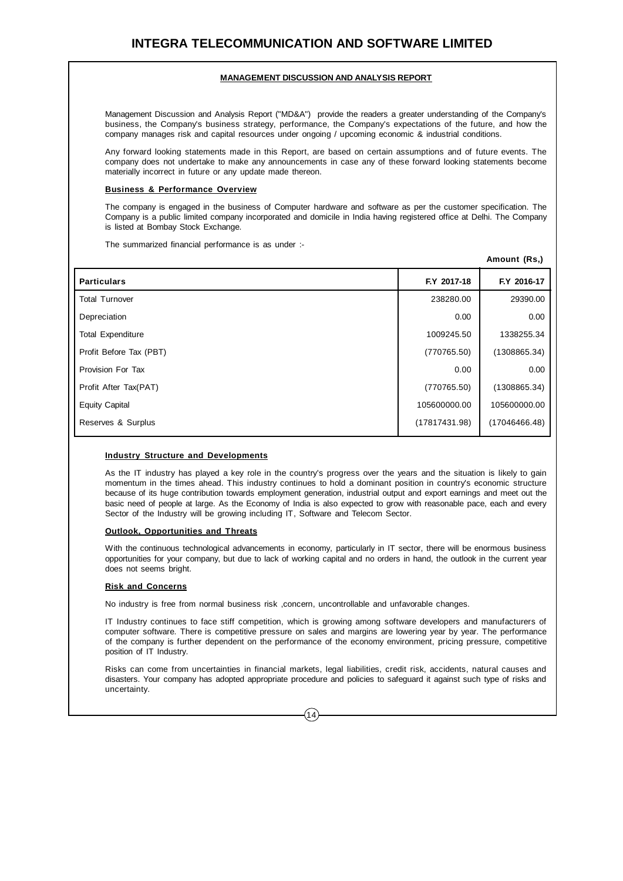## MANAGEMENT DISCUSSION AND ANALYSIS REPORT

Management Discussion and Analysis Report ("MD&A") provide the readers a greater understanding of the Company's business, the Company's business strategy, performance, the Company's expectations of the future, and how the company manages risk and capital resources under ongoing / upcoming economic & industrial conditions.

Any forward looking statements made in this Report, are based on certain assumptions and of future events. The company does not undertake to make any announcements in case any of these forward looking statements become materially incorrect in future or any update made thereon.

### Business & Performance Overview

The company is engaged in the business of Computer hardware and software as per the customer specification. The Company is a public limited company incorporated and domicile in India having registered office at Delhi. The Company is listed at Bombay Stock Exchange.

The summarized financial performance is as under :-

**Amount (Rs,)**

| Particulars | F.Y 2017-18 | F.Y 2016-17 |
|---|---|---|
| Total Turnover | 238280.00 | 29390.00 |
| Depreciation | 0.00 | 0.00 |
| Total Expenditure | 1009245.50 | 1338255.34 |
| Profit Before Tax (PBT) | (770765.50) | (1308865.34) |
| Provision For Tax | 0.00 | 0.00 |
| Profit After Tax(PAT) | (770765.50) | (1308865.34) |
| Equity Capital | 105600000.00 | 105600000.00 |
| Reserves & Surplus | (17817431.98) | (17046466.48) |

### Industry Structure and Developments

As the IT industry has played a key role in the country's progress over the years and the situation is likely to gain momentum in the times ahead. This industry continues to hold a dominant position in country's economic structure because of its huge contribution towards employment generation, industrial output and export earnings and meet out the basic need of people at large. As the Economy of India is also expected to grow with reasonable pace, each and every Sector of the Industry will be growing including IT, Software and Telecom Sector.

### Outlook, Opportunities and Threats

With the continuous technological advancements in economy, particularly in IT sector, there will be enormous business opportunities for your company, but due to lack of working capital and no orders in hand, the outlook in the current year does not seems bright.

### Risk and Concerns

No industry is free from normal business risk ,concern, uncontrollable and unfavorable changes.

IT Industry continues to face stiff competition, which is growing among software developers and manufacturers of computer software. There is competitive pressure on sales and margins are lowering year by year. The performance of the company is further dependent on the performance of the economy environment, pricing pressure, competitive position of IT Industry.

Risks can come from uncertainties in financial markets, legal liabilities, credit risk, accidents, natural causes and disasters. Your company has adopted appropriate procedure and policies to safeguard it against such type of risks and uncertainty.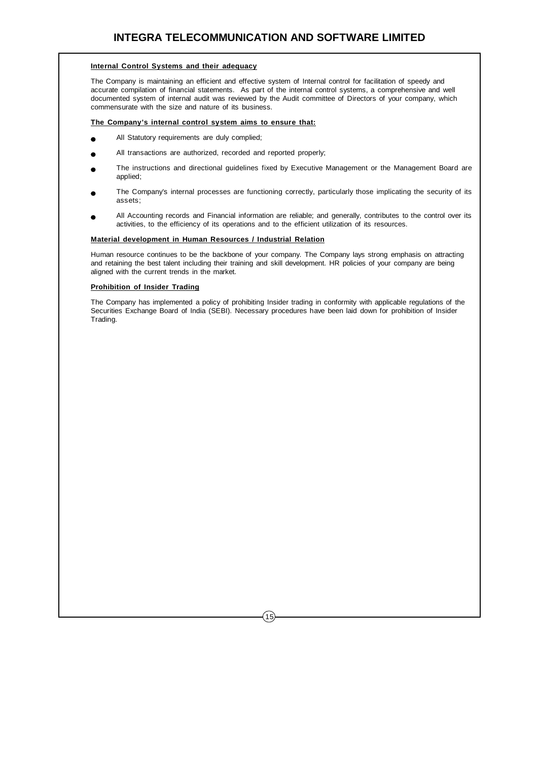### Internal Control Systems and their adequacy

The Company is maintaining an efficient and effective system of Internal control for facilitation of speedy and accurate compilation of financial statements. As part of the internal control systems, a comprehensive and well documented system of internal audit was reviewed by the Audit committee of Directors of your company, which commensurate with the size and nature of its business.

### The Company's internal control system aims to ensure that:

- All Statutory requirements are duly complied;
- All transactions are authorized, recorded and reported properly;
- The instructions and directional guidelines fixed by Executive Management or the Management Board are applied;
- The Company's internal processes are functioning correctly, particularly those implicating the security of its assets;
- All Accounting records and Financial information are reliable; and generally, contributes to the control over its activities, to the efficiency of its operations and to the efficient utilization of its resources.

### Material development in Human Resources / Industrial Relation

Human resource continues to be the backbone of your company. The Company lays strong emphasis on attracting and retaining the best talent including their training and skill development. HR policies of your company are being aligned with the current trends in the market.

### Prohibition of Insider Trading

The Company has implemented a policy of prohibiting Insider trading in conformity with applicable regulations of the Securities Exchange Board of India (SEBI). Necessary procedures have been laid down for prohibition of Insider Trading.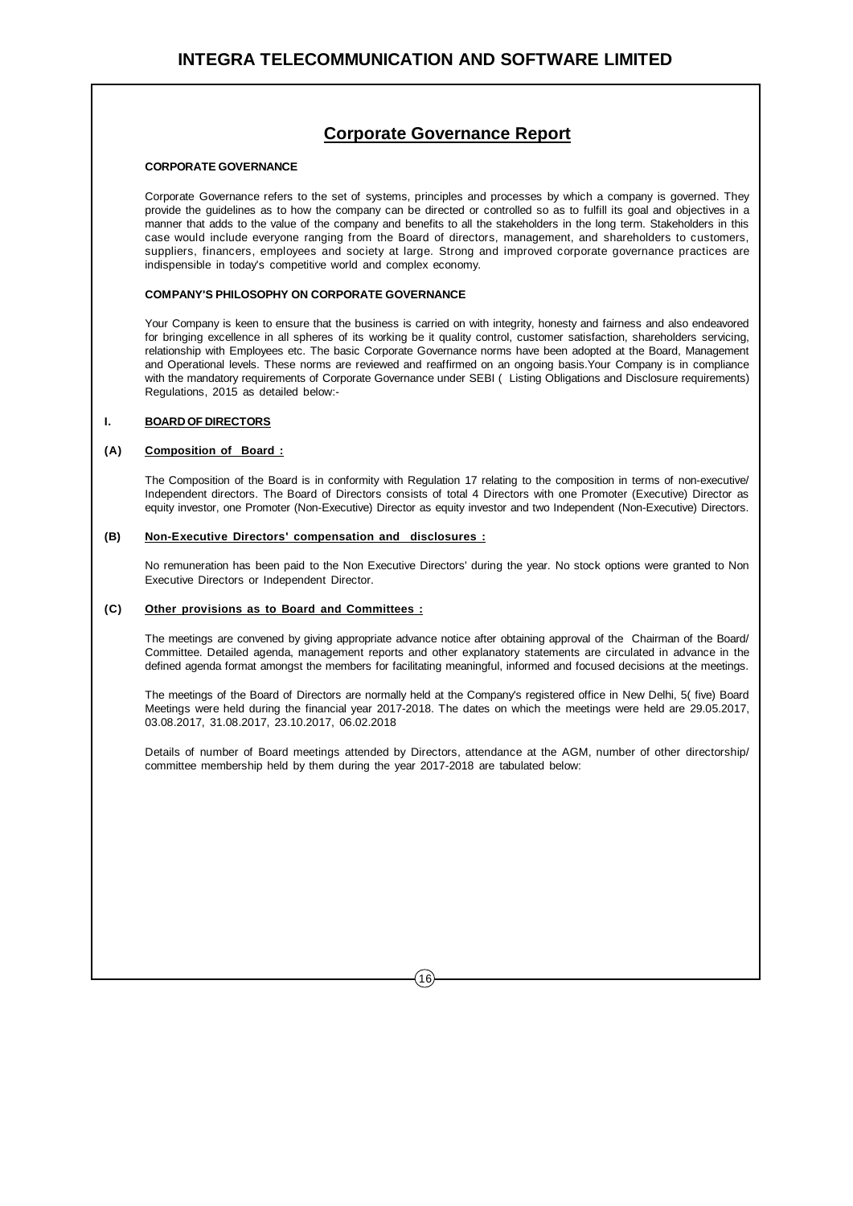## Corporate Governance Report

**CORPORATE GOVERNANCE**

Corporate Governance refers to the set of systems, principles and processes by which a company is governed. They provide the guidelines as to how the company can be directed or controlled so as to fulfill its goal and objectives in a manner that adds to the value of the company and benefits to all the stakeholders in the long term. Stakeholders in this case would include everyone ranging from the Board of directors, management, and shareholders to customers, suppliers, financers, employees and society at large. Strong and improved corporate governance practices are indispensible in today's competitive world and complex economy.

**COMPANY'S PHILOSOPHY ON CORPORATE GOVERNANCE**

Your Company is keen to ensure that the business is carried on with integrity, honesty and fairness and also endeavored for bringing excellence in all spheres of its working be it quality control, customer satisfaction, shareholders servicing, relationship with Employees etc. The basic Corporate Governance norms have been adopted at the Board, Management and Operational levels. These norms are reviewed and reaffirmed on an ongoing basis.Your Company is in compliance with the mandatory requirements of Corporate Governance under SEBI ( Listing Obligations and Disclosure requirements) Regulations, 2015 as detailed below:-

### I. BOARD OF DIRECTORS

#### (A) Composition of Board :

The Composition of the Board is in conformity with Regulation 17 relating to the composition in terms of non-executive/ Independent directors. The Board of Directors consists of total 4 Directors with one Promoter (Executive) Director as equity investor, one Promoter (Non-Executive) Director as equity investor and two Independent (Non-Executive) Directors.

#### (B) Non-Executive Directors' compensation and disclosures :

No remuneration has been paid to the Non Executive Directors' during the year. No stock options were granted to Non Executive Directors or Independent Director.

#### (C) Other provisions as to Board and Committees :

The meetings are convened by giving appropriate advance notice after obtaining approval of the Chairman of the Board/ Committee. Detailed agenda, management reports and other explanatory statements are circulated in advance in the defined agenda format amongst the members for facilitating meaningful, informed and focused decisions at the meetings.

The meetings of the Board of Directors are normally held at the Company's registered office in New Delhi, 5( five) Board Meetings were held during the financial year 2017-2018. The dates on which the meetings were held are 29.05.2017, 03.08.2017, 31.08.2017, 23.10.2017, 06.02.2018

Details of number of Board meetings attended by Directors, attendance at the AGM, number of other directorship/ committee membership held by them during the year 2017-2018 are tabulated below: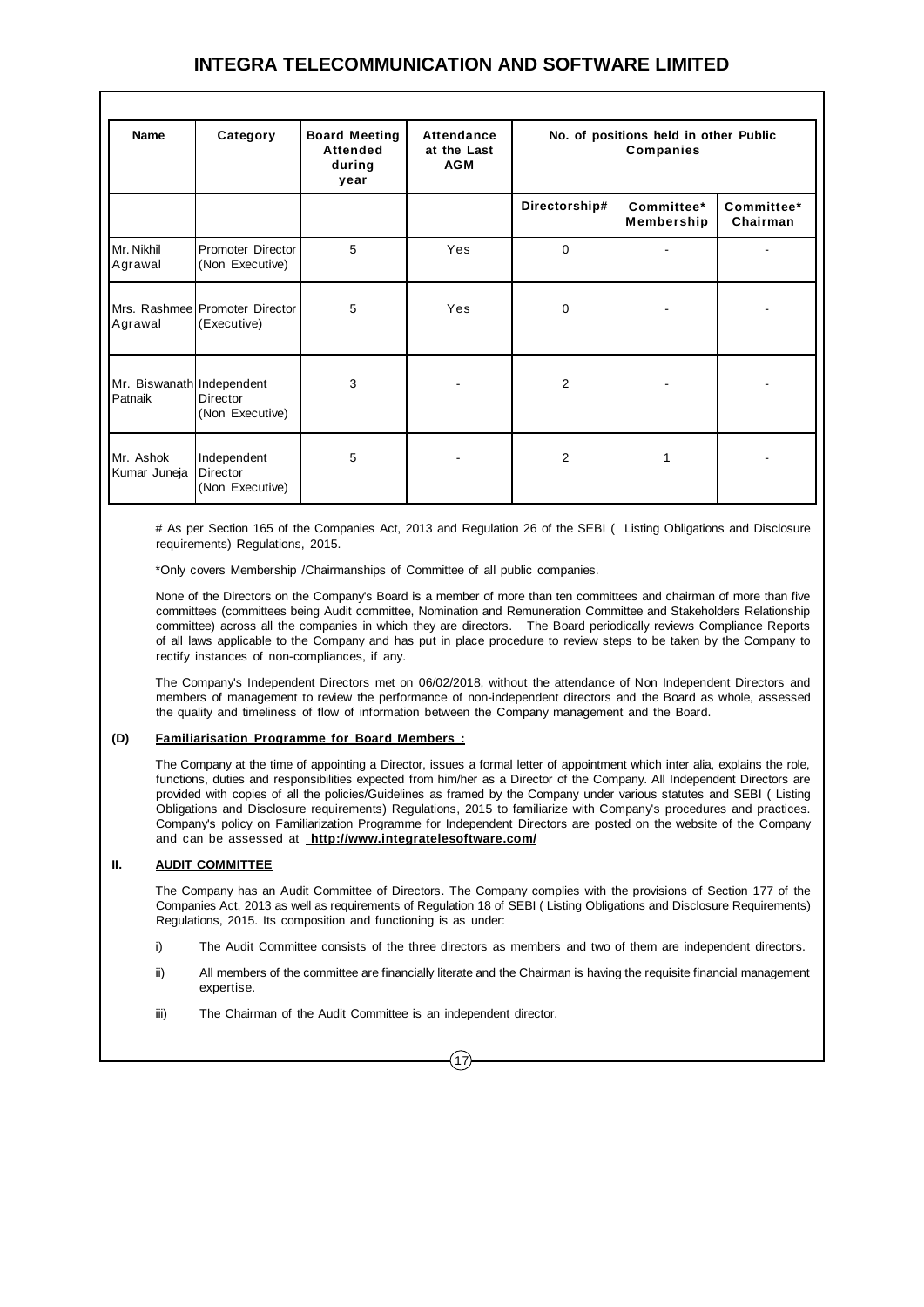| Name | Category | Board Meeting Attended during year | Attendance at the Last AGM | No. of positions held in other Public Companies | | |
|---|---|---|---|---|---|---|
| | | | | Directorship# | Committee* Membership | Committee* Chairman |
| Mr. Nikhil Agrawal | Promoter Director (Non Executive) | 5 | Yes | 0 | - | - |
| Mrs. Rashmee Agrawal | Promoter Director (Executive) | 5 | Yes | 0 | - | - |
| Mr. Biswanath Patnaik | Independent Director (Non Executive) | 3 | - | 2 | - | - |
| Mr. Ashok Kumar Juneja | Independent Director (Non Executive) | 5 | - | 2 | 1 | - |

# As per Section 165 of the Companies Act, 2013 and Regulation 26 of the SEBI ( Listing Obligations and Disclosure requirements) Regulations, 2015.

*Only covers Membership /Chairmanships of Committee of all public companies.

None of the Directors on the Company's Board is a member of more than ten committees and chairman of more than five committees (committees being Audit committee, Nomination and Remuneration Committee and Stakeholders Relationship committee) across all the companies in which they are directors. The Board periodically reviews Compliance Reports of all laws applicable to the Company and has put in place procedure to review steps to be taken by the Company to rectify instances of non-compliances, if any.

The Company's Independent Directors met on 06/02/2018, without the attendance of Non Independent Directors and members of management to review the performance of non-independent directors and the Board as whole, assessed the quality and timeliness of flow of information between the Company management and the Board.

**(D) Familiarisation Programme for Board Members :**

The Company at the time of appointing a Director, issues a formal letter of appointment which inter alia, explains the role, functions, duties and responsibilities expected from him/her as a Director of the Company. All Independent Directors are provided with copies of all the policies/Guidelines as framed by the Company under various statutes and SEBI ( Listing Obligations and Disclosure requirements) Regulations, 2015 to familiarize with Company's procedures and practices. Company's policy on Familiarization Programme for Independent Directors are posted on the website of the Company and can be assessed at **http://www.integratelesoftware.com/**

## II. AUDIT COMMITTEE

The Company has an Audit Committee of Directors. The Company complies with the provisions of Section 177 of the Companies Act, 2013 as well as requirements of Regulation 18 of SEBI ( Listing Obligations and Disclosure Requirements) Regulations, 2015. Its composition and functioning is as under:

i) The Audit Committee consists of the three directors as members and two of them are independent directors.

ii) All members of the committee are financially literate and the Chairman is having the requisite financial management expertise.

iii) The Chairman of the Audit Committee is an independent director.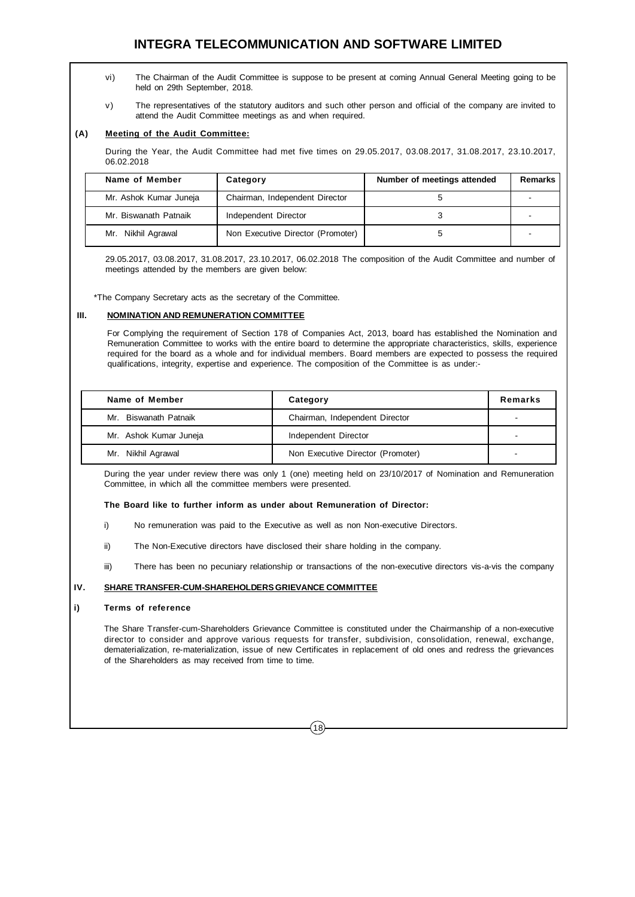vi) The Chairman of the Audit Committee is suppose to be present at coming Annual General Meeting going to be held on 29th September, 2018.

v) The representatives of the statutory auditors and such other person and official of the company are invited to attend the Audit Committee meetings as and when required.

**(A) Meeting of the Audit Committee:**

During the Year, the Audit Committee had met five times on 29.05.2017, 03.08.2017, 31.08.2017, 23.10.2017, 06.02.2018

| Name of Member | Category | Number of meetings attended | Remarks |
|---|---|---|---|
| Mr. Ashok Kumar Juneja | Chairman, Independent Director | 5 | - |
| Mr. Biswanath Patnaik | Independent Director | 3 | - |
| Mr. Nikhil Agrawal | Non Executive Director (Promoter) | 5 | - |

29.05.2017, 03.08.2017, 31.08.2017, 23.10.2017, 06.02.2018 The composition of the Audit Committee and number of meetings attended by the members are given below:

*The Company Secretary acts as the secretary of the Committee.

## III. NOMINATION AND REMUNERATION COMMITTEE

For Complying the requirement of Section 178 of Companies Act, 2013, board has established the Nomination and Remuneration Committee to works with the entire board to determine the appropriate characteristics, skills, experience required for the board as a whole and for individual members. Board members are expected to possess the required qualifications, integrity, expertise and experience. The composition of the Committee is as under:-

| Name of Member | Category | Remarks |
|---|---|---|
| Mr. Biswanath Patnaik | Chairman, Independent Director | - |
| Mr. Ashok Kumar Juneja | Independent Director | - |
| Mr. Nikhil Agrawal | Non Executive Director (Promoter) | - |

During the year under review there was only 1 (one) meeting held on 23/10/2017 of Nomination and Remuneration Committee, in which all the committee members were presented.

**The Board like to further inform as under about Remuneration of Director:**

i) No remuneration was paid to the Executive as well as non Non-executive Directors.

ii) The Non-Executive directors have disclosed their share holding in the company.

iii) There has been no pecuniary relationship or transactions of the non-executive directors vis-a-vis the company

## IV. SHARE TRANSFER-CUM-SHAREHOLDERS GRIEVANCE COMMITTEE

**i) Terms of reference**

The Share Transfer-cum-Shareholders Grievance Committee is constituted under the Chairmanship of a non-executive director to consider and approve various requests for transfer, subdivision, consolidation, renewal, exchange, dematerialization, re-materialization, issue of new Certificates in replacement of old ones and redress the grievances of the Shareholders as may received from time to time.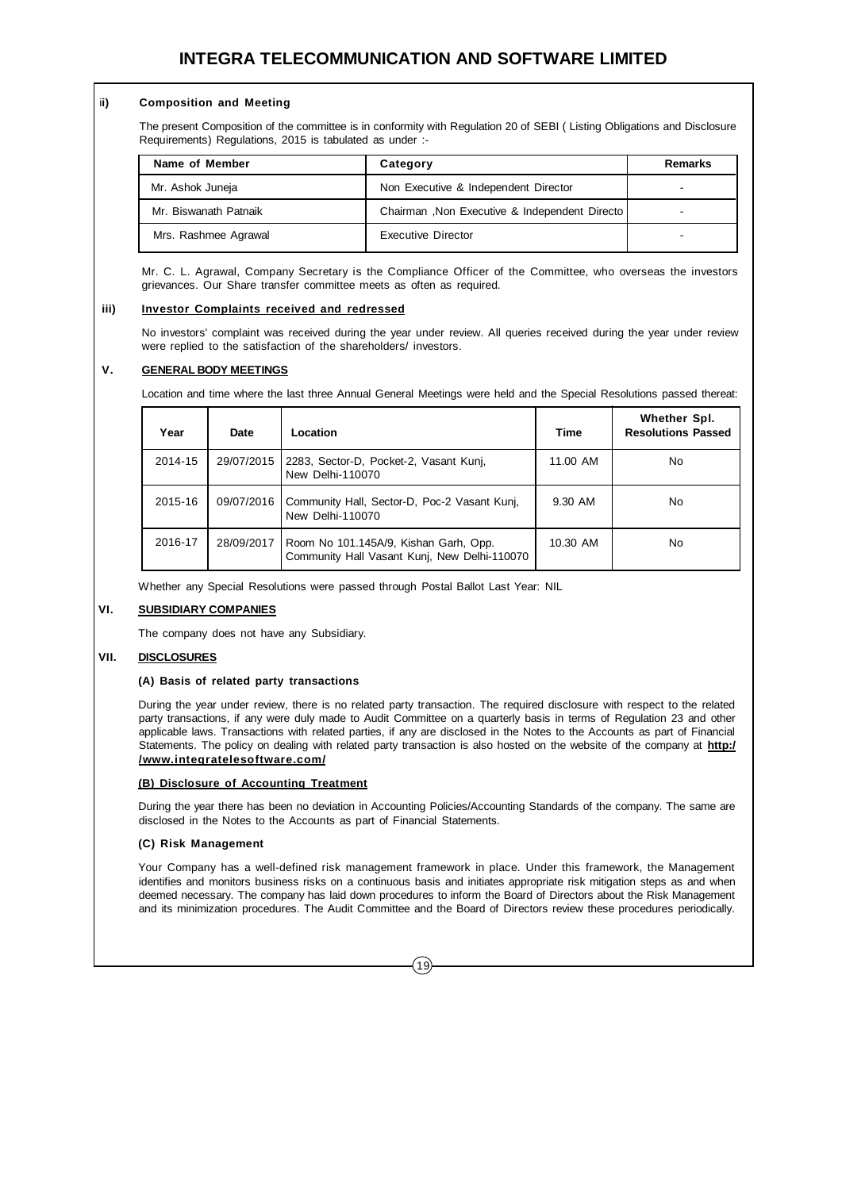### ii) Composition and Meeting

The present Composition of the committee is in conformity with Regulation 20 of SEBI ( Listing Obligations and Disclosure Requirements) Regulations, 2015 is tabulated as under :-

| Name of Member | Category | Remarks |
|---|---|---|
| Mr. Ashok Juneja | Non Executive & Independent Director | - |
| Mr. Biswanath Patnaik | Chairman ,Non Executive & Independent Directo | - |
| Mrs. Rashmee Agrawal | Executive Director | - |

Mr. C. L. Agrawal, Company Secretary is the Compliance Officer of the Committee, who overseas the investors grievances. Our Share transfer committee meets as often as required.

### iii) Investor Complaints received and redressed

No investors' complaint was received during the year under review. All queries received during the year under review were replied to the satisfaction of the shareholders/ investors.

## V. GENERAL BODY MEETINGS

Location and time where the last three Annual General Meetings were held and the Special Resolutions passed thereat:

| Year | Date | Location | Time | Whether Spl. Resolutions Passed |
|---|---|---|---|---|
| 2014-15 | 29/07/2015 | 2283, Sector-D, Pocket-2, Vasant Kunj, New Delhi-110070 | 11.00 AM | No |
| 2015-16 | 09/07/2016 | Community Hall, Sector-D, Poc-2 Vasant Kunj, New Delhi-110070 | 9.30 AM | No |
| 2016-17 | 28/09/2017 | Room No 101.145A/9, Kishan Garh, Opp. Community Hall Vasant Kunj, New Delhi-110070 | 10.30 AM | No |

Whether any Special Resolutions were passed through Postal Ballot Last Year: NIL

## VI. SUBSIDIARY COMPANIES

The company does not have any Subsidiary.

## VII. DISCLOSURES

### (A) Basis of related party transactions

During the year under review, there is no related party transaction. The required disclosure with respect to the related party transactions, if any were duly made to Audit Committee on a quarterly basis in terms of Regulation 23 and other applicable laws. Transactions with related parties, if any are disclosed in the Notes to the Accounts as part of Financial Statements. The policy on dealing with related party transaction is also hosted on the website of the company at **http://www.integratelesoftware.com/**

### (B) Disclosure of Accounting Treatment

During the year there has been no deviation in Accounting Policies/Accounting Standards of the company. The same are disclosed in the Notes to the Accounts as part of Financial Statements.

### (C) Risk Management

Your Company has a well-defined risk management framework in place. Under this framework, the Management identifies and monitors business risks on a continuous basis and initiates appropriate risk mitigation steps as and when deemed necessary. The company has laid down procedures to inform the Board of Directors about the Risk Management and its minimization procedures. The Audit Committee and the Board of Directors review these procedures periodically.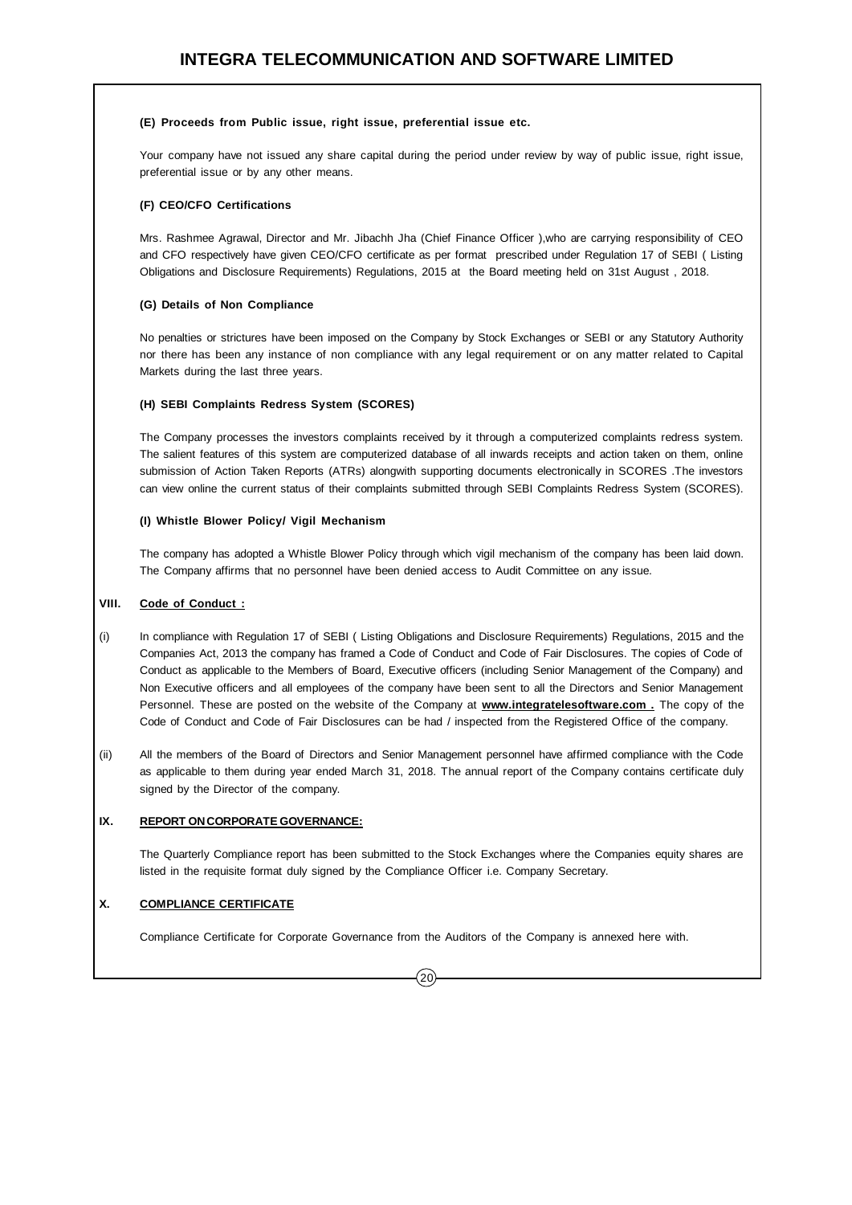#### (E) Proceeds from Public issue, right issue, preferential issue etc.

Your company have not issued any share capital during the period under review by way of public issue, right issue, preferential issue or by any other means.

#### (F) CEO/CFO Certifications

Mrs. Rashmee Agrawal, Director and Mr. Jibachh Jha (Chief Finance Officer ),who are carrying responsibility of CEO and CFO respectively have given CEO/CFO certificate as per format prescribed under Regulation 17 of SEBI ( Listing Obligations and Disclosure Requirements) Regulations, 2015 at the Board meeting held on 31st August , 2018.

#### (G) Details of Non Compliance

No penalties or strictures have been imposed on the Company by Stock Exchanges or SEBI or any Statutory Authority nor there has been any instance of non compliance with any legal requirement or on any matter related to Capital Markets during the last three years.

#### (H) SEBI Complaints Redress System (SCORES)

The Company processes the investors complaints received by it through a computerized complaints redress system. The salient features of this system are computerized database of all inwards receipts and action taken on them, online submission of Action Taken Reports (ATRs) alongwith supporting documents electronically in SCORES .The investors can view online the current status of their complaints submitted through SEBI Complaints Redress System (SCORES).

#### (I) Whistle Blower Policy/ Vigil Mechanism

The company has adopted a Whistle Blower Policy through which vigil mechanism of the company has been laid down. The Company affirms that no personnel have been denied access to Audit Committee on any issue.

## VIII. Code of Conduct :

(i) In compliance with Regulation 17 of SEBI ( Listing Obligations and Disclosure Requirements) Regulations, 2015 and the Companies Act, 2013 the company has framed a Code of Conduct and Code of Fair Disclosures. The copies of Code of Conduct as applicable to the Members of Board, Executive officers (including Senior Management of the Company) and Non Executive officers and all employees of the company have been sent to all the Directors and Senior Management Personnel. These are posted on the website of the Company at **www.integratelesoftware.com .** The copy of the Code of Conduct and Code of Fair Disclosures can be had / inspected from the Registered Office of the company.

(ii) All the members of the Board of Directors and Senior Management personnel have affirmed compliance with the Code as applicable to them during year ended March 31, 2018. The annual report of the Company contains certificate duly signed by the Director of the company.

## IX. REPORT ON CORPORATE GOVERNANCE:

The Quarterly Compliance report has been submitted to the Stock Exchanges where the Companies equity shares are listed in the requisite format duly signed by the Compliance Officer i.e. Company Secretary.

## X. COMPLIANCE CERTIFICATE

Compliance Certificate for Corporate Governance from the Auditors of the Company is annexed here with.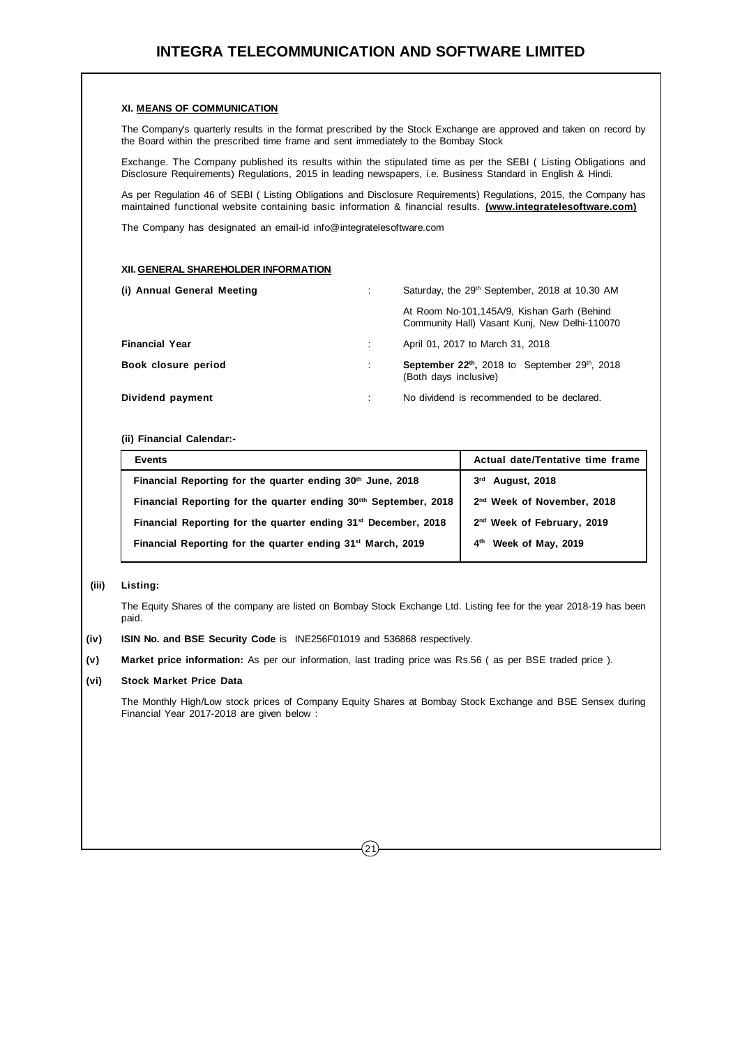### XI. MEANS OF COMMUNICATION

The Company's quarterly results in the format prescribed by the Stock Exchange are approved and taken on record by the Board within the prescribed time frame and sent immediately to the Bombay Stock

Exchange. The Company published its results within the stipulated time as per the SEBI ( Listing Obligations and Disclosure Requirements) Regulations, 2015 in leading newspapers, i.e. Business Standard in English & Hindi.

As per Regulation 46 of SEBI ( Listing Obligations and Disclosure Requirements) Regulations, 2015, the Company has maintained functional website containing basic information & financial results. **(www.integratelesoftware.com)**

The Company has designated an email-id info@integratelesoftware.com

### XII. GENERAL SHAREHOLDER INFORMATION

| | | |
|---|---|---|
| **(i) Annual General Meeting** | : | Saturday, the 29th September, 2018 at 10.30 AM<br>At Room No-101,145A/9, Kishan Garh (Behind Community Hall) Vasant Kunj, New Delhi-110070 |
| **Financial Year** | : | April 01, 2017 to March 31, 2018 |
| **Book closure period** | : | **September 22th,** 2018 to September 29th, 2018 (Both days inclusive) |
| **Dividend payment** | : | No dividend is recommended to be declared. |

**(ii) Financial Calendar:-**

| Events | Actual date/Tentative time frame |
|---|---|
| Financial Reporting for the quarter ending 30th June, 2018 | 3rd August, 2018 |
| Financial Reporting for the quarter ending 30tth September, 2018 | 2nd Week of November, 2018 |
| Financial Reporting for the quarter ending 31st December, 2018 | 2nd Week of February, 2019 |
| Financial Reporting for the quarter ending 31st March, 2019 | 4th Week of May, 2019 |

**(iii) Listing:**

The Equity Shares of the company are listed on Bombay Stock Exchange Ltd. Listing fee for the year 2018-19 has been paid.

**(iv) ISIN No. and BSE Security Code** is INE256F01019 and 536868 respectively.

**(v) Market price information:** As per our information, last trading price was Rs.56 ( as per BSE traded price ).

**(vi) Stock Market Price Data**

The Monthly High/Low stock prices of Company Equity Shares at Bombay Stock Exchange and BSE Sensex during Financial Year 2017-2018 are given below :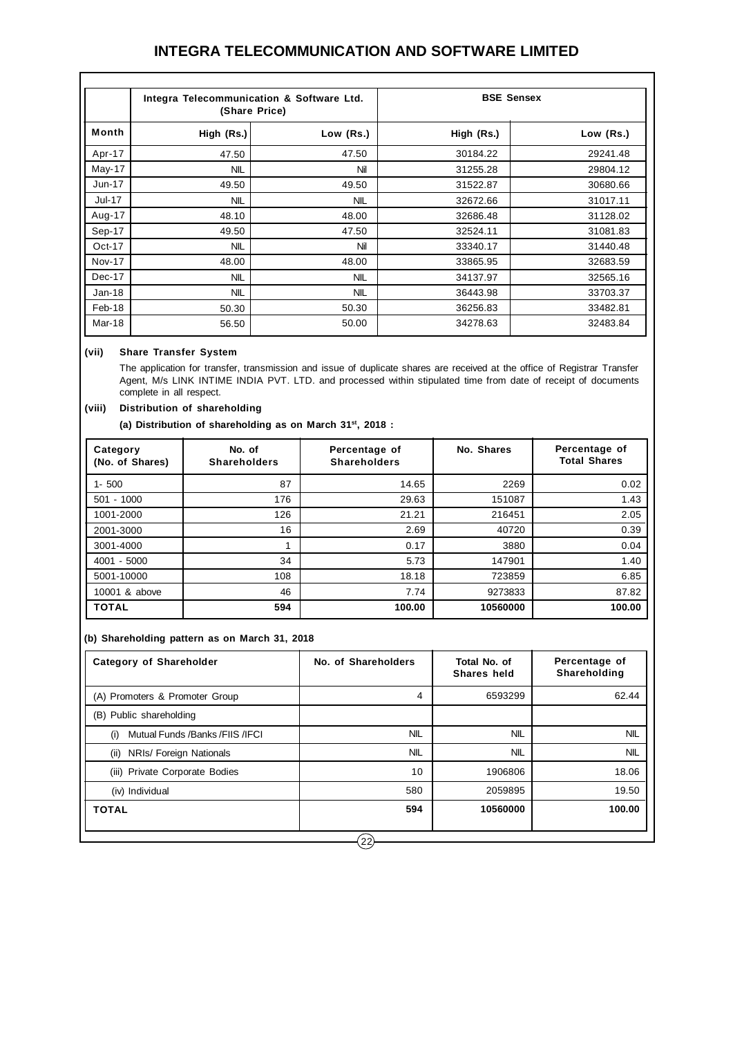| Month | Integra Telecommunication & Software Ltd. (Share Price) | | BSE Sensex | |
|---|---|---|---|---|
| | High (Rs.) | Low (Rs.) | High (Rs.) | Low (Rs.) |
| Apr-17 | 47.50 | 47.50 | 30184.22 | 29241.48 |
| May-17 | NIL | Nil | 31255.28 | 29804.12 |
| Jun-17 | 49.50 | 49.50 | 31522.87 | 30680.66 |
| Jul-17 | NIL | NIL | 32672.66 | 31017.11 |
| Aug-17 | 48.10 | 48.00 | 32686.48 | 31128.02 |
| Sep-17 | 49.50 | 47.50 | 32524.11 | 31081.83 |
| Oct-17 | NIL | Nil | 33340.17 | 31440.48 |
| Nov-17 | 48.00 | 48.00 | 33865.95 | 32683.59 |
| Dec-17 | NIL | NIL | 34137.97 | 32565.16 |
| Jan-18 | NIL | NIL | 36443.98 | 33703.37 |
| Feb-18 | 50.30 | 50.30 | 36256.83 | 33482.81 |
| Mar-18 | 56.50 | 50.00 | 34278.63 | 32483.84 |

**(vii) Share Transfer System**

The application for transfer, transmission and issue of duplicate shares are received at the office of Registrar Transfer Agent, M/s LINK INTIME INDIA PVT. LTD. and processed within stipulated time from date of receipt of documents complete in all respect.

**(viii) Distribution of shareholding**

**(a) Distribution of shareholding as on March 31st, 2018 :**

| Category (No. of Shares) | No. of Shareholders | Percentage of Shareholders | No. Shares | Percentage of Total Shares |
|---|---|---|---|---|
| 1- 500 | 87 | 14.65 | 2269 | 0.02 |
| 501 - 1000 | 176 | 29.63 | 151087 | 1.43 |
| 1001-2000 | 126 | 21.21 | 216451 | 2.05 |
| 2001-3000 | 16 | 2.69 | 40720 | 0.39 |
| 3001-4000 | 1 | 0.17 | 3880 | 0.04 |
| 4001 - 5000 | 34 | 5.73 | 147901 | 1.40 |
| 5001-10000 | 108 | 18.18 | 723859 | 6.85 |
| 10001 & above | 46 | 7.74 | 9273833 | 87.82 |
| **TOTAL** | **594** | **100.00** | **10560000** | **100.00** |

**(b) Shareholding pattern as on March 31, 2018**

| Category of Shareholder | No. of Shareholders | Total No. of Shares held | Percentage of Shareholding |
|---|---|---|---|
| (A) Promoters & Promoter Group | 4 | 6593299 | 62.44 |
| (B) Public shareholding | | | |
| (i) Mutual Funds /Banks /FIIS /IFCI | NIL | NIL | NIL |
| (ii) NRIs/ Foreign Nationals | NIL | NIL | NIL |
| (iii) Private Corporate Bodies | 10 | 1906806 | 18.06 |
| (iv) Individual | 580 | 2059895 | 19.50 |
| **TOTAL** | **594** | **10560000** | **100.00** |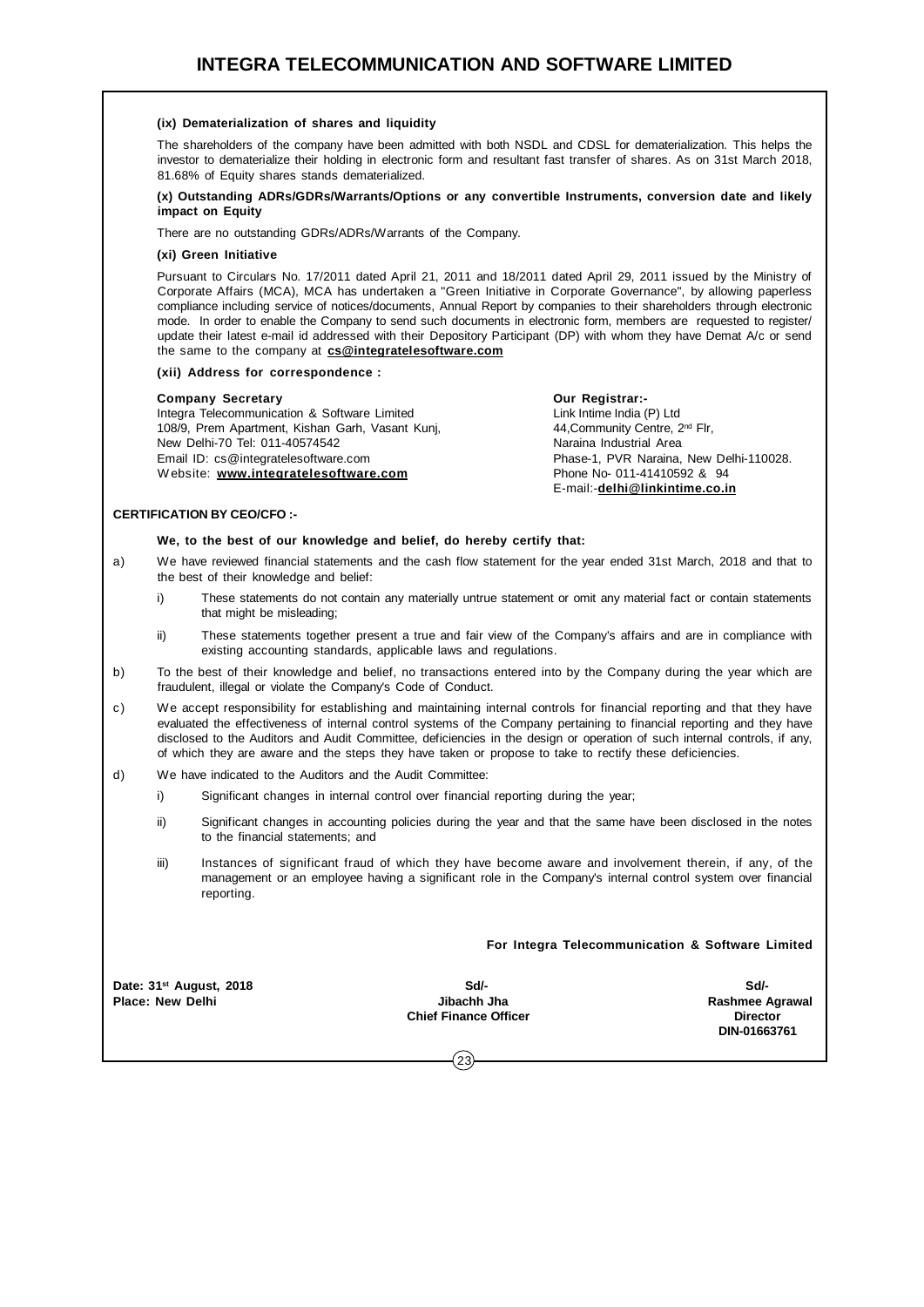#### (ix) Dematerialization of shares and liquidity

The shareholders of the company have been admitted with both NSDL and CDSL for dematerialization. This helps the investor to dematerialize their holding in electronic form and resultant fast transfer of shares. As on 31st March 2018, 81.68% of Equity shares stands dematerialized.

#### (x) Outstanding ADRs/GDRs/Warrants/Options or any convertible Instruments, conversion date and likely impact on Equity

There are no outstanding GDRs/ADRs/Warrants of the Company.

#### (xi) Green Initiative

Pursuant to Circulars No. 17/2011 dated April 21, 2011 and 18/2011 dated April 29, 2011 issued by the Ministry of Corporate Affairs (MCA), MCA has undertaken a "Green Initiative in Corporate Governance", by allowing paperless compliance including service of notices/documents, Annual Report by companies to their shareholders through electronic mode. In order to enable the Company to send such documents in electronic form, members are requested to register/ update their latest e-mail id addressed with their Depository Participant (DP) with whom they have Demat A/c or send the same to the company at **cs@integratelesoftware.com**

#### (xii) Address for correspondence :

**Company Secretary**
Integra Telecommunication & Software Limited
108/9, Prem Apartment, Kishan Garh, Vasant Kunj,
New Delhi-70 Tel: 011-40574542
Email ID: cs@integratelesoftware.com
Website: **www.integratelesoftware.com**

**Our Registrar:-**
Link Intime India (P) Ltd
44,Community Centre, 2nd Flr,
Naraina Industrial Area
Phase-1, PVR Naraina, New Delhi-110028.
Phone No- 011-41410592 & 94
E-mail:-**delhi@linkintime.co.in**

### CERTIFICATION BY CEO/CFO :-

**We, to the best of our knowledge and belief, do hereby certify that:**

a) We have reviewed financial statements and the cash flow statement for the year ended 31st March, 2018 and that to the best of their knowledge and belief:

   i) These statements do not contain any materially untrue statement or omit any material fact or contain statements that might be misleading;

   ii) These statements together present a true and fair view of the Company's affairs and are in compliance with existing accounting standards, applicable laws and regulations.

b) To the best of their knowledge and belief, no transactions entered into by the Company during the year which are fraudulent, illegal or violate the Company's Code of Conduct.

c) We accept responsibility for establishing and maintaining internal controls for financial reporting and that they have evaluated the effectiveness of internal control systems of the Company pertaining to financial reporting and they have disclosed to the Auditors and Audit Committee, deficiencies in the design or operation of such internal controls, if any, of which they are aware and the steps they have taken or propose to take to rectify these deficiencies.

d) We have indicated to the Auditors and the Audit Committee:

   i) Significant changes in internal control over financial reporting during the year;

   ii) Significant changes in accounting policies during the year and that the same have been disclosed in the notes to the financial statements; and

   iii) Instances of significant fraud of which they have become aware and involvement therein, if any, of the management or an employee having a significant role in the Company's internal control system over financial reporting.

**For Integra Telecommunication & Software Limited**

**Date: 31st August, 2018**
**Place: New Delhi**

**Sd/-**
**Jibachh Jha**
**Chief Finance Officer**

**Sd/-**
**Rashmee Agrawal**
**Director**
**DIN-01663761**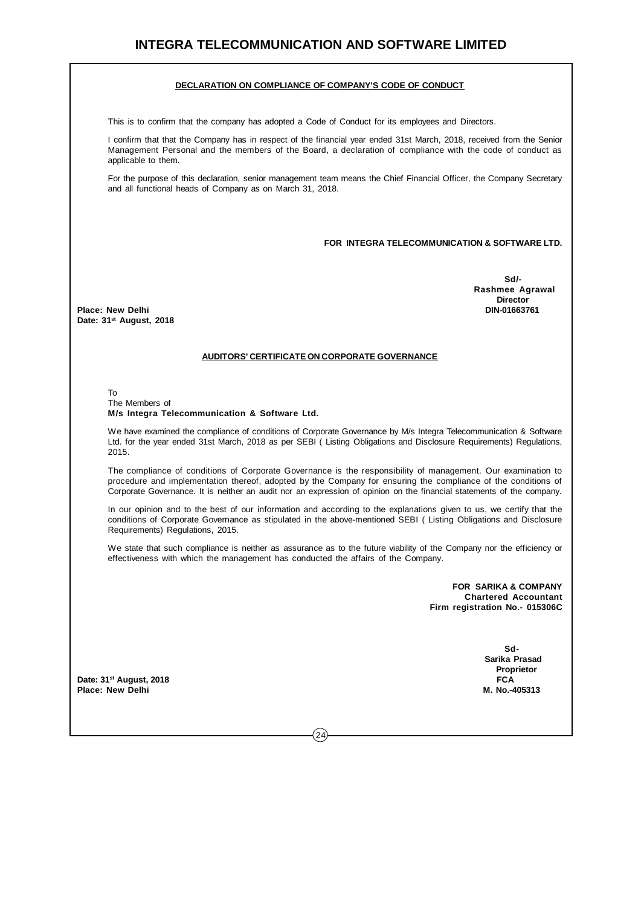## DECLARATION ON COMPLIANCE OF COMPANY'S CODE OF CONDUCT

This is to confirm that the company has adopted a Code of Conduct for its employees and Directors.

I confirm that that the Company has in respect of the financial year ended 31st March, 2018, received from the Senior Management Personal and the members of the Board, a declaration of compliance with the code of conduct as applicable to them.

For the purpose of this declaration, senior management team means the Chief Financial Officer, the Company Secretary and all functional heads of Company as on March 31, 2018.

**FOR INTEGRA TELECOMMUNICATION & SOFTWARE LTD.**

**Sd/-**
**Rashmee Agrawal**
**Director**
**DIN-01663761**

**Place: New Delhi**
**Date: 31st August, 2018**

## AUDITORS' CERTIFICATE ON CORPORATE GOVERNANCE

To
The Members of
**M/s Integra Telecommunication & Software Ltd.**

We have examined the compliance of conditions of Corporate Governance by M/s Integra Telecommunication & Software Ltd. for the year ended 31st March, 2018 as per SEBI ( Listing Obligations and Disclosure Requirements) Regulations, 2015.

The compliance of conditions of Corporate Governance is the responsibility of management. Our examination to procedure and implementation thereof, adopted by the Company for ensuring the compliance of the conditions of Corporate Governance. It is neither an audit nor an expression of opinion on the financial statements of the company.

In our opinion and to the best of our information and according to the explanations given to us, we certify that the conditions of Corporate Governance as stipulated in the above-mentioned SEBI ( Listing Obligations and Disclosure Requirements) Regulations, 2015.

We state that such compliance is neither as assurance as to the future viability of the Company nor the efficiency or effectiveness with which the management has conducted the affairs of the Company.

**FOR SARIKA & COMPANY**
**Chartered Accountant**
**Firm registration No.- 015306C**

**Sd-**
**Sarika Prasad**
**Proprietor**
**FCA**
**M. No.-405313**

**Date: 31st August, 2018**
**Place: New Delhi**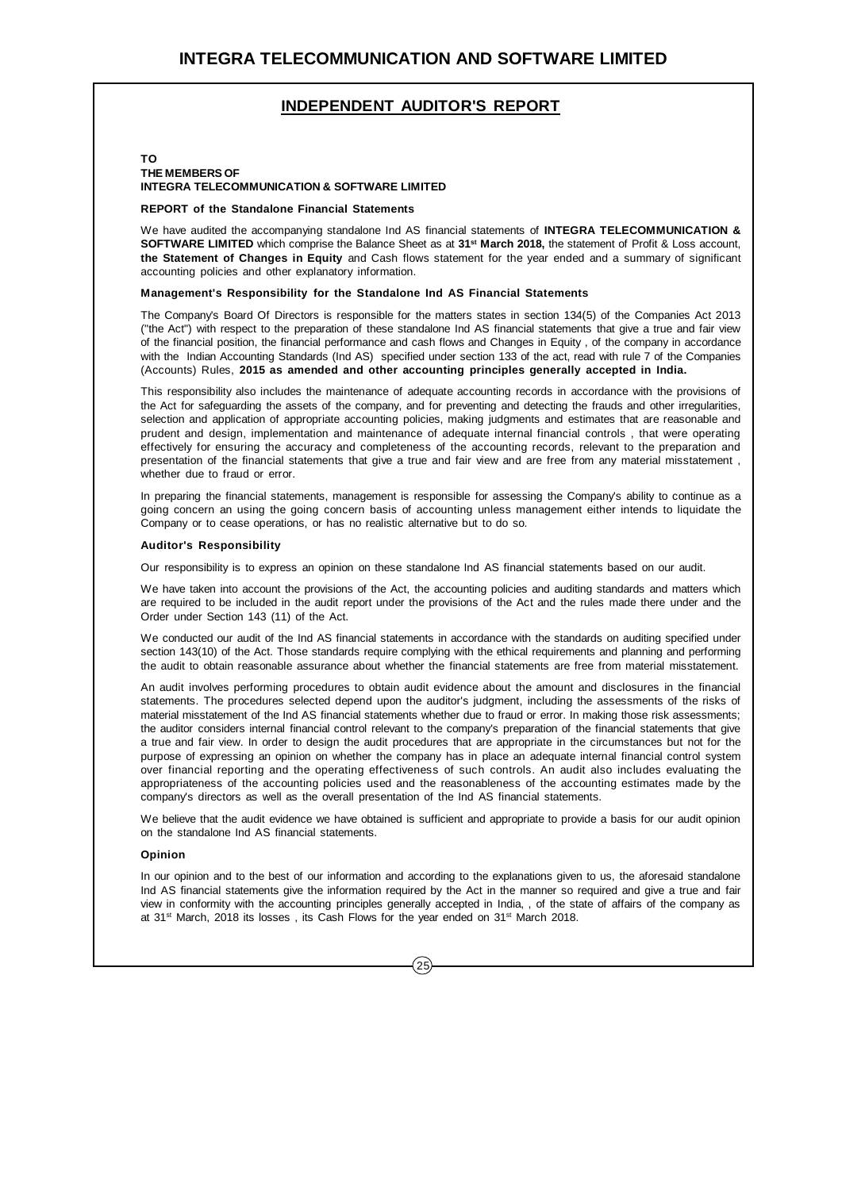# INTEGRA TELECOMMUNICATION AND SOFTWARE LIMITED

## INDEPENDENT AUDITOR'S REPORT

**TO**
**THE MEMBERS OF**
**INTEGRA TELECOMMUNICATION & SOFTWARE LIMITED**

**REPORT of the Standalone Financial Statements**

We have audited the accompanying standalone Ind AS financial statements of **INTEGRA TELECOMMUNICATION & SOFTWARE LIMITED** which comprise the Balance Sheet as at **31st March 2018,** the statement of Profit & Loss account, **the Statement of Changes in Equity** and Cash flows statement for the year ended and a summary of significant accounting policies and other explanatory information.

**Management's Responsibility for the Standalone Ind AS Financial Statements**

The Company's Board Of Directors is responsible for the matters states in section 134(5) of the Companies Act 2013 ("the Act") with respect to the preparation of these standalone Ind AS financial statements that give a true and fair view of the financial position, the financial performance and cash flows and Changes in Equity , of the company in accordance with the Indian Accounting Standards (Ind AS) specified under section 133 of the act, read with rule 7 of the Companies (Accounts) Rules, **2015 as amended and other accounting principles generally accepted in India.**

This responsibility also includes the maintenance of adequate accounting records in accordance with the provisions of the Act for safeguarding the assets of the company, and for preventing and detecting the frauds and other irregularities, selection and application of appropriate accounting policies, making judgments and estimates that are reasonable and prudent and design, implementation and maintenance of adequate internal financial controls , that were operating effectively for ensuring the accuracy and completeness of the accounting records, relevant to the preparation and presentation of the financial statements that give a true and fair view and are free from any material misstatement , whether due to fraud or error.

In preparing the financial statements, management is responsible for assessing the Company's ability to continue as a going concern an using the going concern basis of accounting unless management either intends to liquidate the Company or to cease operations, or has no realistic alternative but to do so.

**Auditor's Responsibility**

Our responsibility is to express an opinion on these standalone Ind AS financial statements based on our audit.

We have taken into account the provisions of the Act, the accounting policies and auditing standards and matters which are required to be included in the audit report under the provisions of the Act and the rules made there under and the Order under Section 143 (11) of the Act.

We conducted our audit of the Ind AS financial statements in accordance with the standards on auditing specified under section 143(10) of the Act. Those standards require complying with the ethical requirements and planning and performing the audit to obtain reasonable assurance about whether the financial statements are free from material misstatement.

An audit involves performing procedures to obtain audit evidence about the amount and disclosures in the financial statements. The procedures selected depend upon the auditor's judgment, including the assessments of the risks of material misstatement of the Ind AS financial statements whether due to fraud or error. In making those risk assessments; the auditor considers internal financial control relevant to the company's preparation of the financial statements that give a true and fair view. In order to design the audit procedures that are appropriate in the circumstances but not for the purpose of expressing an opinion on whether the company has in place an adequate internal financial control system over financial reporting and the operating effectiveness of such controls. An audit also includes evaluating the appropriateness of the accounting policies used and the reasonableness of the accounting estimates made by the company's directors as well as the overall presentation of the Ind AS financial statements.

We believe that the audit evidence we have obtained is sufficient and appropriate to provide a basis for our audit opinion on the standalone Ind AS financial statements.

**Opinion**

In our opinion and to the best of our information and according to the explanations given to us, the aforesaid standalone Ind AS financial statements give the information required by the Act in the manner so required and give a true and fair view in conformity with the accounting principles generally accepted in India, , of the state of affairs of the company as at 31st March, 2018 its losses , its Cash Flows for the year ended on 31st March 2018.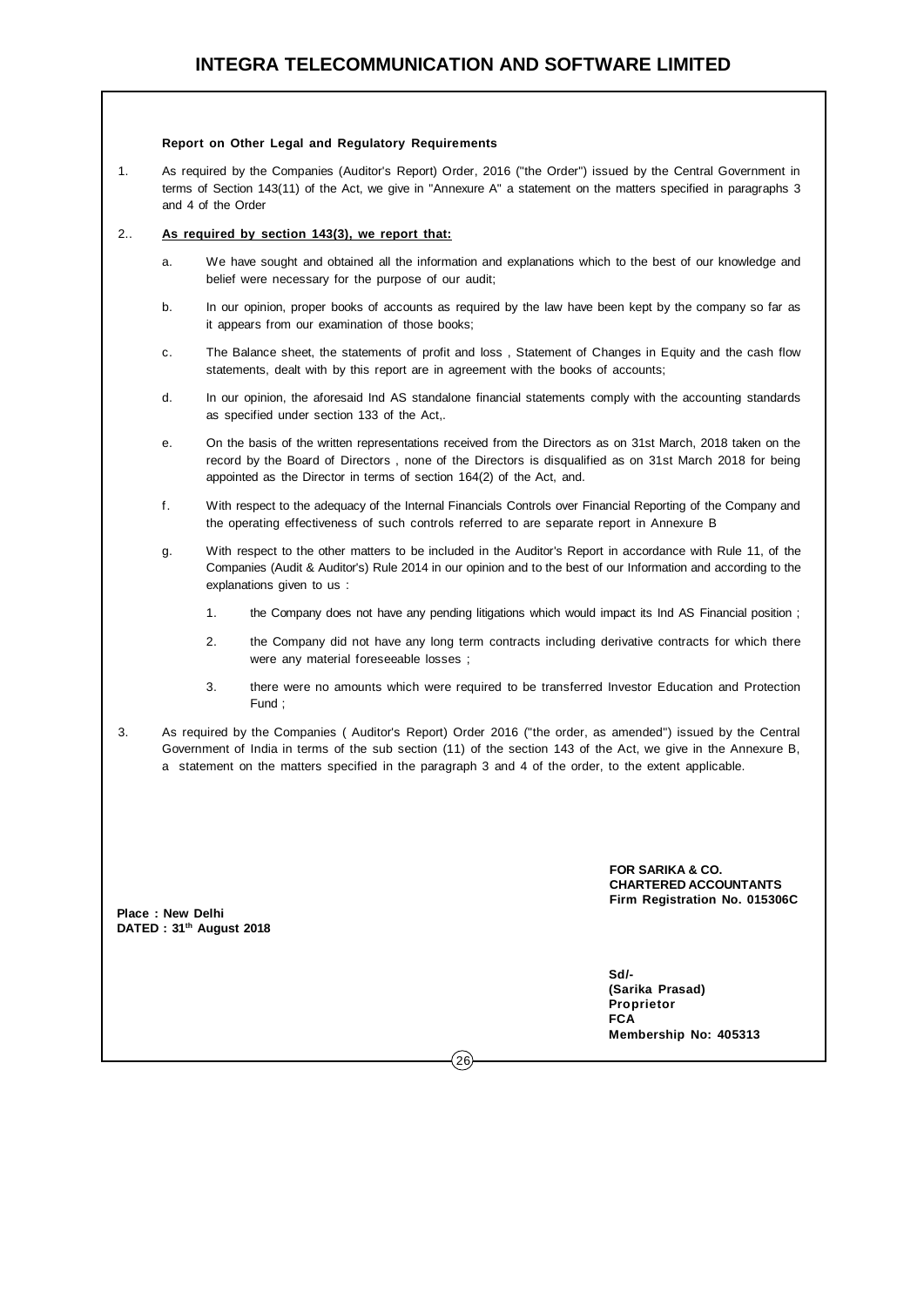**Report on Other Legal and Regulatory Requirements**

1. As required by the Companies (Auditor's Report) Order, 2016 ("the Order") issued by the Central Government in terms of Section 143(11) of the Act, we give in "Annexure A" a statement on the matters specified in paragraphs 3 and 4 of the Order

2.. **As required by section 143(3), we report that:**

   a. We have sought and obtained all the information and explanations which to the best of our knowledge and belief were necessary for the purpose of our audit;

   b. In our opinion, proper books of accounts as required by the law have been kept by the company so far as it appears from our examination of those books;

   c. The Balance sheet, the statements of profit and loss , Statement of Changes in Equity and the cash flow statements, dealt with by this report are in agreement with the books of accounts;

   d. In our opinion, the aforesaid Ind AS standalone financial statements comply with the accounting standards as specified under section 133 of the Act,.

   e. On the basis of the written representations received from the Directors as on 31st March, 2018 taken on the record by the Board of Directors , none of the Directors is disqualified as on 31st March 2018 for being appointed as the Director in terms of section 164(2) of the Act, and.

   f. With respect to the adequacy of the Internal Financials Controls over Financial Reporting of the Company and the operating effectiveness of such controls referred to are separate report in Annexure B

   g. With respect to the other matters to be included in the Auditor's Report in accordance with Rule 11, of the Companies (Audit & Auditor's) Rule 2014 in our opinion and to the best of our Information and according to the explanations given to us :

      1. the Company does not have any pending litigations which would impact its Ind AS Financial position ;

      2. the Company did not have any long term contracts including derivative contracts for which there were any material foreseeable losses ;

      3. there were no amounts which were required to be transferred Investor Education and Protection Fund ;

3. As required by the Companies ( Auditor's Report) Order 2016 ("the order, as amended") issued by the Central Government of India in terms of the sub section (11) of the section 143 of the Act, we give in the Annexure B, a statement on the matters specified in the paragraph 3 and 4 of the order, to the extent applicable.

**FOR SARIKA & CO.**
**CHARTERED ACCOUNTANTS**
**Firm Registration No. 015306C**

**Place : New Delhi**
**DATED : 31th August 2018**

**Sd/-**
**(Sarika Prasad)**
**Proprietor**
**FCA**
**Membership No: 405313**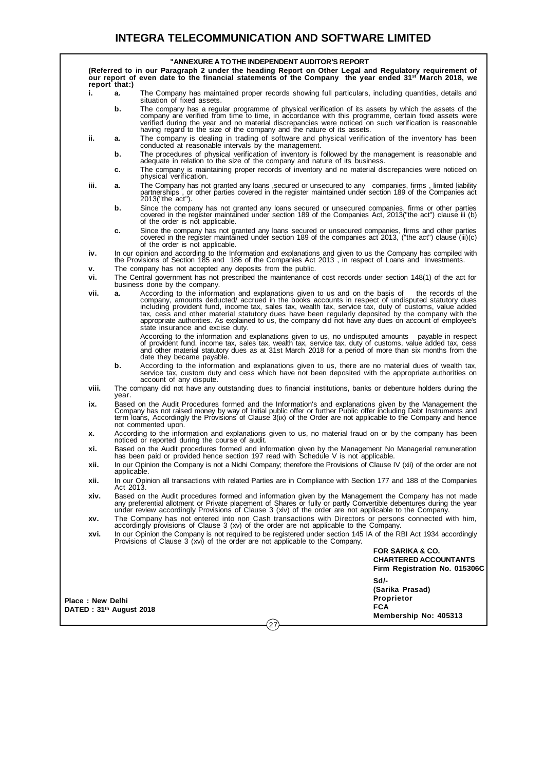**"ANNEXURE A TO THE INDEPENDENT AUDITOR'S REPORT**

**(Referred to in our Paragraph 2 under the heading Report on Other Legal and Regulatory requirement of our report of even date to the financial statements of the Company the year ended 31st March 2018, we report that:)**

**i.**

**a.** The Company has maintained proper records showing full particulars, including quantities, details and situation of fixed assets.

**b.** The company has a regular programme of physical verification of its assets by which the assets of the company are verified from time to time, in accordance with this programme, certain fixed assets were verified during the year and no material discrepancies were noticed on such verification is reasonable having regard to the size of the company and the nature of its assets.

**ii.**

**a.** The company is dealing in trading of software and physical verification of the inventory has been conducted at reasonable intervals by the management.

**b.** The procedures of physical verification of inventory is followed by the management is reasonable and adequate in relation to the size of the company and nature of its business.

**c.** The company is maintaining proper records of inventory and no material discrepancies were noticed on physical verification.

**iii.**

**a.** The Company has not granted any loans ,secured or unsecured to any companies, firms , limited liability partnerships , or other parties covered in the register maintained under section 189 of the Companies act 2013("the act").

**b.** Since the company has not granted any loans secured or unsecured companies, firms or other parties covered in the register maintained under section 189 of the Companies Act, 2013("the act") clause iii (b) of the order is not applicable.

**c.** Since the company has not granted any loans secured or unsecured companies, firms and other parties covered in the register maintained under section 189 of the companies act 2013, ("the act") clause (iii)(c) of the order is not applicable.

**iv.** In our opinion and according to the Information and explanations and given to us the Company has compiled with the Provisions of Section 185 and 186 of the Companies Act 2013 , in respect of Loans and Investments.

**v.** The company has not accepted any deposits from the public.

**vi.** The Central government has not prescribed the maintenance of cost records under section 148(1) of the act for business done by the company.

**vii.**

**a.** According to the information and explanations given to us and on the basis of the records of the company, amounts deducted/ accrued in the books accounts in respect of undisputed statutory dues including provident fund, income tax, sales tax, wealth tax, service tax, duty of customs, value added tax, cess and other material statutory dues have been regularly deposited by the company with the appropriate authorities. As explained to us, the company did not have any dues on account of employee's state insurance and excise duty.

According to the information and explanations given to us, no undisputed amounts payable in respect of provident fund, income tax, sales tax, wealth tax, service tax, duty of customs, value added tax, cess and other material statutory dues as at 31st March 2018 for a period of more than six months from the date they became payable.

**b.** According to the information and explanations given to us, there are no material dues of wealth tax, service tax, custom duty and cess which have not been deposited with the appropriate authorities on account of any dispute.

**viii.** The company did not have any outstanding dues to financial institutions, banks or debenture holders during the year.

**ix.** Based on the Audit Procedures formed and the Information's and explanations given by the Management the Company has not raised money by way of Initial public offer or further Public offer including Debt Instruments and term loans, Accordingly the Provisions of Clause 3(ix) of the Order are not applicable to the Company and hence not commented upon.

**x.** According to the information and explanations given to us, no material fraud on or by the company has been noticed or reported during the course of audit.

**xi.** Based on the Audit procedures formed and information given by the Management No Managerial remuneration has been paid or provided hence section 197 read with Schedule V is not applicable.

**xii.** In our Opinion the Company is not a Nidhi Company; therefore the Provisions of Clause IV (xii) of the order are not applicable.

**xii.** In our Opinion all transactions with related Parties are in Compliance with Section 177 and 188 of the Companies Act 2013.

**xiv.** Based on the Audit procedures formed and information given by the Management the Company has not made any preferential allotment or Private placement of Shares or fully or partly Convertible debentures during the year under review accordingly Provisions of Clause 3 (xiv) of the order are not applicable to the Company.

**xv.** The Company has not entered into non Cash transactions with Directors or persons connected with him, accordingly provisions of Clause 3 (xv) of the order are not applicable to the Company.

**xvi.** In our Opinion the Company is not required to be registered under section 145 IA of the RBI Act 1934 accordingly Provisions of Clause 3 (xvi) of the order are not applicable to the Company.

**FOR SARIKA & CO.**
**CHARTERED ACCOUNTANTS**
**Firm Registration No. 015306C**

**Sd/-**
**(Sarika Prasad)**
**Proprietor**
**FCA**
**Membership No: 405313**

**Place : New Delhi**
**DATED : 31th August 2018**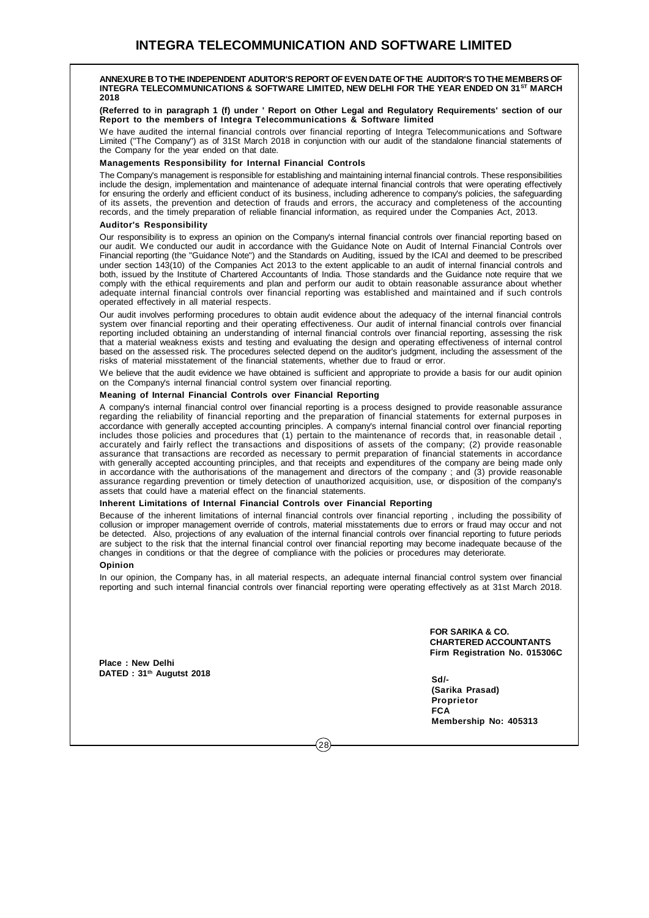**ANNEXURE B TO THE INDEPENDENT ADUITOR'S REPORT OF EVEN DATE OF THE AUDITOR'S TO THE MEMBERS OF INTEGRA TELECOMMUNICATIONS & SOFTWARE LIMITED, NEW DELHI FOR THE YEAR ENDED ON 31ST MARCH 2018**

**(Referred to in paragraph 1 (f) under ' Report on Other Legal and Regulatory Requirements' section of our Report to the members of Integra Telecommunications & Software limited**

We have audited the internal financial controls over financial reporting of Integra Telecommunications and Software Limited ("The Company") as of 31St March 2018 in conjunction with our audit of the standalone financial statements of the Company for the year ended on that date.

**Managements Responsibility for Internal Financial Controls**

The Company's management is responsible for establishing and maintaining internal financial controls. These responsibilities include the design, implementation and maintenance of adequate internal financial controls that were operating effectively for ensuring the orderly and efficient conduct of its business, including adherence to company's policies, the safeguarding of its assets, the prevention and detection of frauds and errors, the accuracy and completeness of the accounting records, and the timely preparation of reliable financial information, as required under the Companies Act, 2013.

**Auditor's Responsibility**

Our responsibility is to express an opinion on the Company's internal financial controls over financial reporting based on our audit. We conducted our audit in accordance with the Guidance Note on Audit of Internal Financial Controls over Financial reporting (the "Guidance Note") and the Standards on Auditing, issued by the ICAI and deemed to be prescribed under section 143(10) of the Companies Act 2013 to the extent applicable to an audit of internal financial controls and both, issued by the Institute of Chartered Accountants of India. Those standards and the Guidance note require that we comply with the ethical requirements and plan and perform our audit to obtain reasonable assurance about whether adequate internal financial controls over financial reporting was established and maintained and if such controls operated effectively in all material respects.

Our audit involves performing procedures to obtain audit evidence about the adequacy of the internal financial controls system over financial reporting and their operating effectiveness. Our audit of internal financial controls over financial reporting included obtaining an understanding of internal financial controls over financial reporting, assessing the risk that a material weakness exists and testing and evaluating the design and operating effectiveness of internal control based on the assessed risk. The procedures selected depend on the auditor's judgment, including the assessment of the risks of material misstatement of the financial statements, whether due to fraud or error.

We believe that the audit evidence we have obtained is sufficient and appropriate to provide a basis for our audit opinion on the Company's internal financial control system over financial reporting.

**Meaning of Internal Financial Controls over Financial Reporting**

A company's internal financial control over financial reporting is a process designed to provide reasonable assurance regarding the reliability of financial reporting and the preparation of financial statements for external purposes in accordance with generally accepted accounting principles. A company's internal financial control over financial reporting includes those policies and procedures that (1) pertain to the maintenance of records that, in reasonable detail , accurately and fairly reflect the transactions and dispositions of assets of the company; (2) provide reasonable assurance that transactions are recorded as necessary to permit preparation of financial statements in accordance with generally accepted accounting principles, and that receipts and expenditures of the company are being made only in accordance with the authorisations of the management and directors of the company ; and (3) provide reasonable assurance regarding prevention or timely detection of unauthorized acquisition, use, or disposition of the company's assets that could have a material effect on the financial statements.

**Inherent Limitations of Internal Financial Controls over Financial Reporting**

Because of the inherent limitations of internal financial controls over financial reporting , including the possibility of collusion or improper management override of controls, material misstatements due to errors or fraud may occur and not be detected. Also, projections of any evaluation of the internal financial controls over financial reporting to future periods are subject to the risk that the internal financial control over financial reporting may become inadequate because of the changes in conditions or that the degree of compliance with the policies or procedures may deteriorate.

**Opinion**

In our opinion, the Company has, in all material respects, an adequate internal financial control system over financial reporting and such internal financial controls over financial reporting were operating effectively as at 31st March 2018.

**FOR SARIKA & CO.**
**CHARTERED ACCOUNTANTS**
**Firm Registration No. 015306C**

**Place : New Delhi**
**DATED : 31th Augutst 2018**

**Sd/-**
**(Sarika Prasad)**
**Proprietor**
**FCA**
**Membership No: 405313**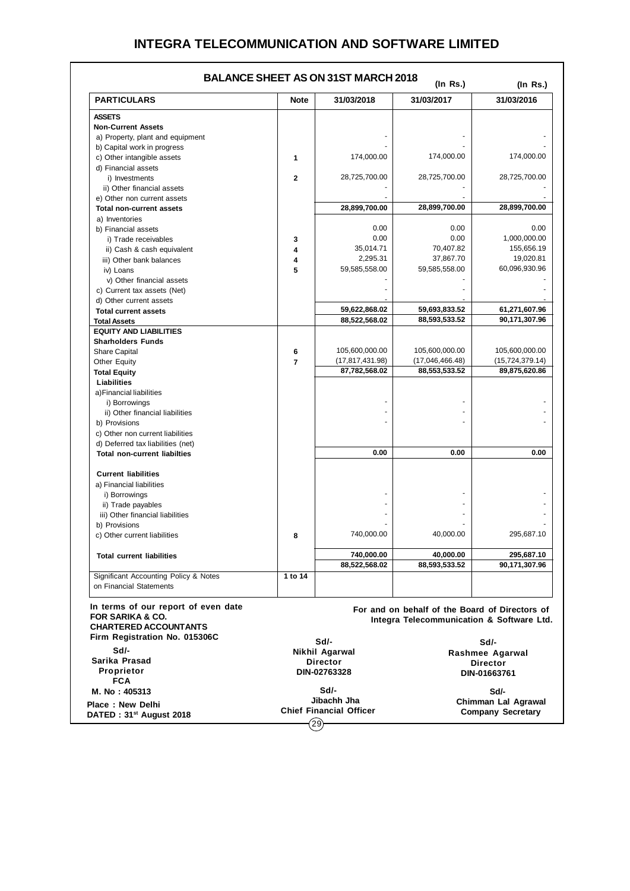# INTEGRA TELECOMMUNICATION AND SOFTWARE LIMITED

## BALANCE SHEET AS ON 31ST MARCH 2018

| PARTICULARS | Note | 31/03/2018 (In Rs.) | 31/03/2017 (In Rs.) | 31/03/2016 (In Rs.) |
|---|---|---|---|---|
| **ASSETS** | | | | |
| **Non-Current Assets** | | | | |
| a) Property, plant and equipment | | - | - | - |
| b) Capital work in progress | | - | - | - |
| c) Other intangible assets | 1 | 174,000.00 | 174,000.00 | 174,000.00 |
| d) Financial assets | | | | |
| i) Investments | 2 | 28,725,700.00 | 28,725,700.00 | 28,725,700.00 |
| ii) Other financial assets | | - | - | - |
| e) Other non current assets | | - | - | - |
| **Total non-current assets** | | **28,899,700.00** | **28,899,700.00** | **28,899,700.00** |
| a) Inventories | | | | |
| b) Financial assets | | 0.00 | 0.00 | 0.00 |
| i) Trade receivables | 3 | 0.00 | 0.00 | 1,000,000.00 |
| ii) Cash & cash equivalent | 4 | 35,014.71 | 70,407.82 | 155,656.19 |
| iii) Other bank balances | 4 | 2,295.31 | 37,867.70 | 19,020.81 |
| iv) Loans | 5 | 59,585,558.00 | 59,585,558.00 | 60,096,930.96 |
| v) Other financial assets | | - | - | - |
| c) Current tax assets (Net) | | - | - | - |
| d) Other current assets | | - | - | - |
| **Total current assets** | | **59,622,868.02** | **59,693,833.52** | **61,271,607.96** |
| **Total Assets** | | **88,522,568.02** | **88,593,533.52** | **90,171,307.96** |
| **EQUITY AND LIABILITIES** | | | | |
| **Sharholders Funds** | | | | |
| Share Capital | 6 | 105,600,000.00 | 105,600,000.00 | 105,600,000.00 |
| Other Equity | 7 | (17,817,431.98) | (17,046,466.48) | (15,724,379.14) |
| **Total Equity** | | **87,782,568.02** | **88,553,533.52** | **89,875,620.86** |
| **Liabilities** | | | | |
| a)Financial liabilities | | | | |
| i) Borrowings | | - | - | - |
| ii) Other financial liabilities | | - | - | - |
| b) Provisions | | - | - | - |
| c) Other non current liabilities | | | | |
| d) Deferred tax liabilities (net) | | | | |
| **Total non-current liabilties** | | **0.00** | **0.00** | **0.00** |
| **Current liabilities** | | | | |
| a) Financial liabilities | | | | |
| i) Borrowings | | - | - | - |
| ii) Trade payables | | - | - | - |
| iii) Other financial liabilities | | - | - | - |
| b) Provisions | | - | - | - |
| c) Other current liabilities | 8 | 740,000.00 | 40,000.00 | 295,687.10 |
| **Total current liabilities** | | **740,000.00** | **40,000.00** | **295,687.10** |
| | | **88,522,568.02** | **88,593,533.52** | **90,171,307.96** |
| Significant Accounting Policy & Notes on Financial Statements | 1 to 14 | | | |

**In terms of our report of even date**
**FOR SARIKA & CO.**
**CHARTERED ACCOUNTANTS**
**Firm Registration No. 015306C**

**Sd/-**
**Sarika Prasad**
**Proprietor**
**FCA**
**M. No : 405313**
**Place : New Delhi**
**DATED : 31st August 2018**

**For and on behalf of the Board of Directors of Integra Telecommunication & Software Ltd.**

**Sd/-**
**Nikhil Agarwal**
**Director**
**DIN-02763328**

**Sd/-**
**Rashmee Agarwal**
**Director**
**DIN-01663761**

**Sd/-**
**Jibachh Jha**
**Chief Financial Officer**

**Sd/-**
**Chimman Lal Agrawal**
**Company Secretary**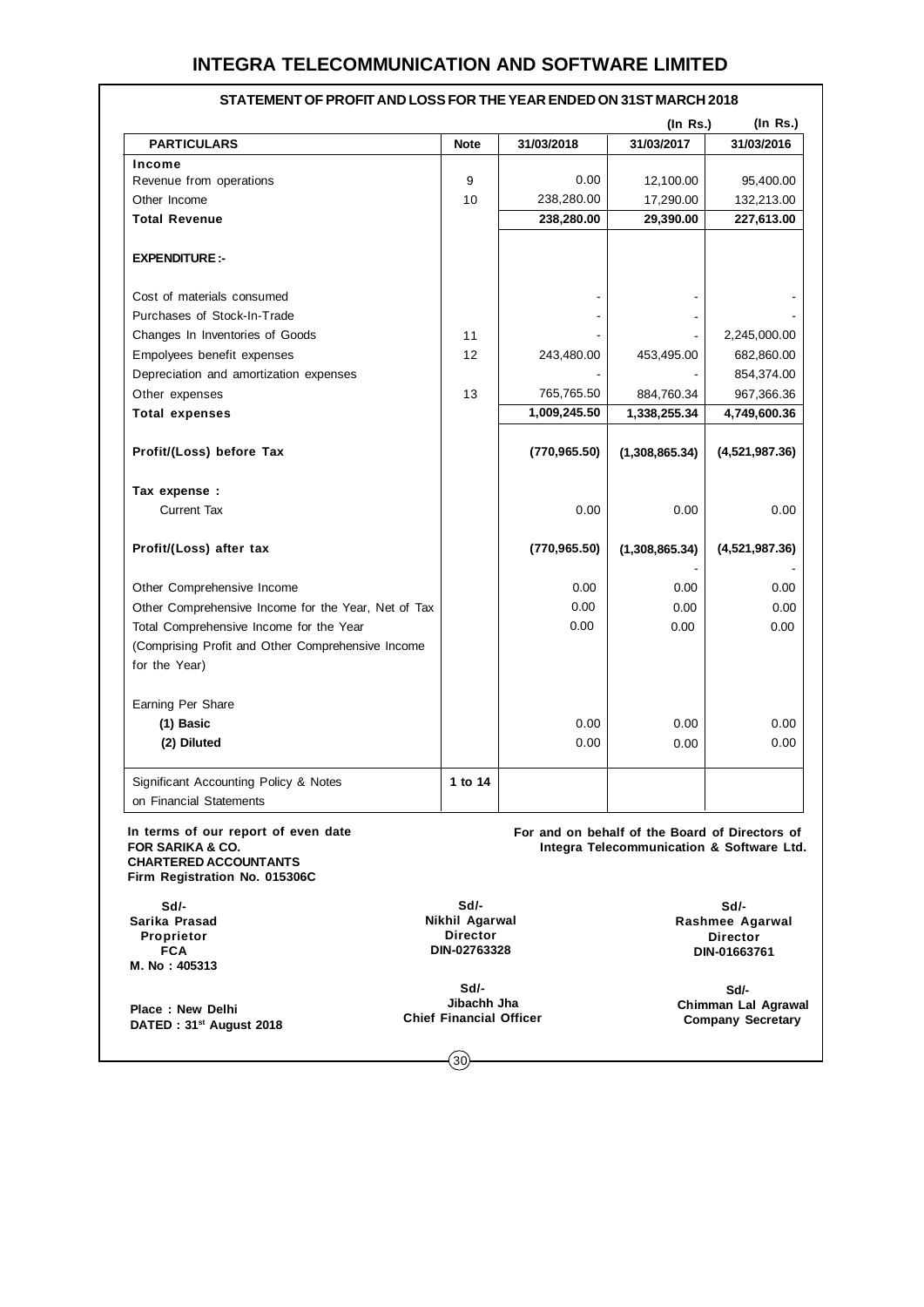# INTEGRA TELECOMMUNICATION AND SOFTWARE LIMITED

## STATEMENT OF PROFIT AND LOSS FOR THE YEAR ENDED ON 31ST MARCH 2018

| PARTICULARS | Note | 31/03/2018 | (In Rs.) 31/03/2017 | (In Rs.) 31/03/2016 |
|---|---|---|---|---|
| **Income** | | | | |
| Revenue from operations | 9 | 0.00 | 12,100.00 | 95,400.00 |
| Other Income | 10 | 238,280.00 | 17,290.00 | 132,213.00 |
| **Total Revenue** | | **238,280.00** | **29,390.00** | **227,613.00** |
| **EXPENDITURE :-** | | | | |
| Cost of materials consumed | | - | - | - |
| Purchases of Stock-In-Trade | | - | - | - |
| Changes In Inventories of Goods | 11 | - | - | 2,245,000.00 |
| Empolyees benefit expenses | 12 | 243,480.00 | 453,495.00 | 682,860.00 |
| Depreciation and amortization expenses | | - | - | 854,374.00 |
| Other expenses | 13 | 765,765.50 | 884,760.34 | 967,366.36 |
| **Total expenses** | | **1,009,245.50** | **1,338,255.34** | **4,749,600.36** |
| **Profit/(Loss) before Tax** | | **(770,965.50)** | **(1,308,865.34)** | **(4,521,987.36)** |
| **Tax expense :** | | | | |
| Current Tax | | 0.00 | 0.00 | 0.00 |
| **Profit/(Loss) after tax** | | **(770,965.50)** | **(1,308,865.34)** | **(4,521,987.36)** |
| | | | - | - |
| Other Comprehensive Income | | 0.00 | 0.00 | 0.00 |
| Other Comprehensive Income for the Year, Net of Tax | | 0.00 | 0.00 | 0.00 |
| Total Comprehensive Income for the Year (Comprising Profit and Other Comprehensive Income for the Year) | | 0.00 | 0.00 | 0.00 |
| Earning Per Share | | | | |
| **(1) Basic** | | 0.00 | 0.00 | 0.00 |
| **(2) Diluted** | | 0.00 | 0.00 | 0.00 |
| Significant Accounting Policy & Notes on Financial Statements | **1 to 14** | | | |

**In terms of our report of even date**
**FOR SARIKA & CO.**
**CHARTERED ACCOUNTANTS**
**Firm Registration No. 015306C**

**For and on behalf of the Board of Directors of Integra Telecommunication & Software Ltd.**

**Sd/-**
**Sarika Prasad**
**Proprietor**
**FCA**
**M. No : 405313**

**Sd/-**
**Nikhil Agarwal**
**Director**
**DIN-02763328**

**Sd/-**
**Rashmee Agarwal**
**Director**
**DIN-01663761**

**Place : New Delhi**
**DATED : 31st August 2018**

**Sd/-**
**Jibachh Jha**
**Chief Financial Officer**

**Sd/-**
**Chimman Lal Agrawal**
**Company Secretary**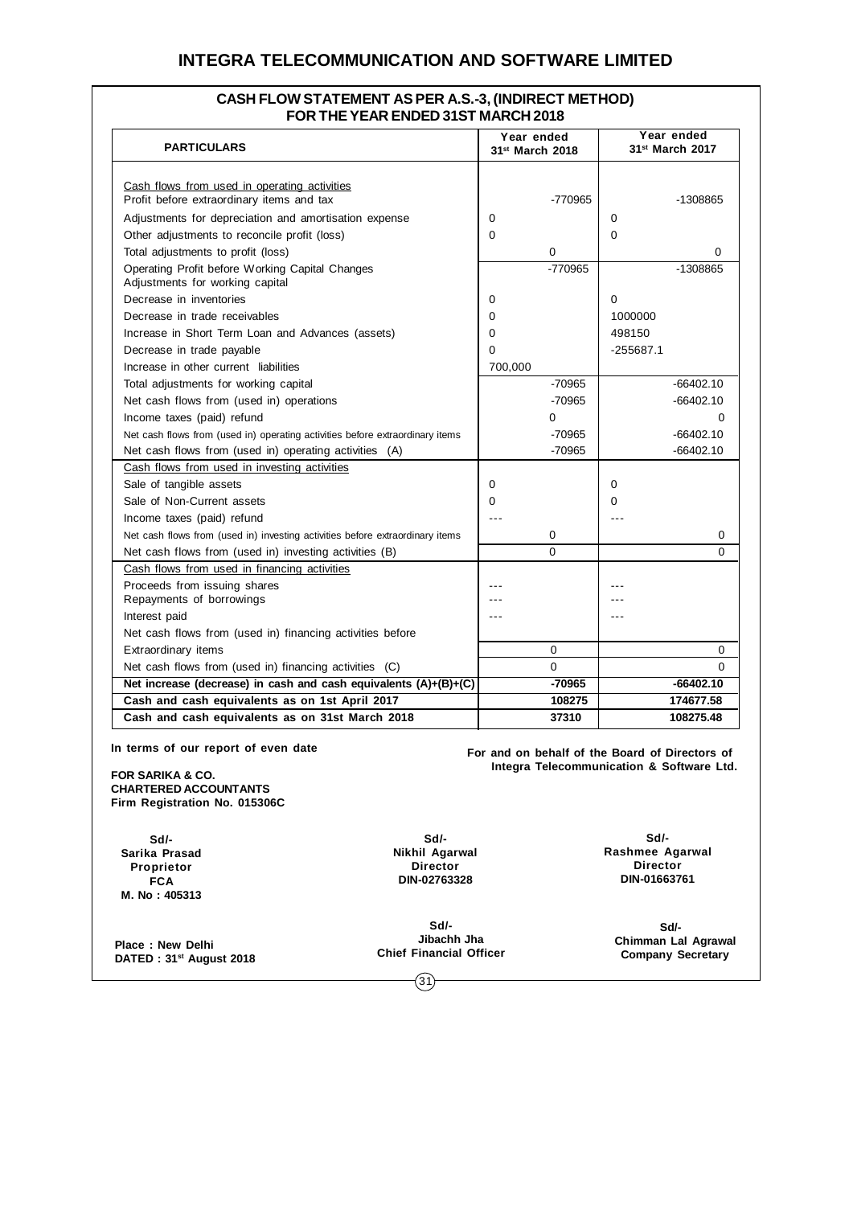# INTEGRA TELECOMMUNICATION AND SOFTWARE LIMITED

## CASH FLOW STATEMENT AS PER A.S.-3, (INDIRECT METHOD) FOR THE YEAR ENDED 31ST MARCH 2018

| PARTICULARS | Year ended 31st March 2018 | | Year ended 31st March 2017 | |
|---|---|---|---|---|
| Cash flows from used in operating activities | | | | |
| Profit before extraordinary items and tax | | -770965 | | -1308865 |
| Adjustments for depreciation and amortisation expense | 0 | | 0 | |
| Other adjustments to reconcile profit (loss) | 0 | | 0 | |
| Total adjustments to profit (loss) | | 0 | | 0 |
| Operating Profit before Working Capital Changes | | -770965 | | -1308865 |
| Adjustments for working capital | | | | |
| Decrease in inventories | 0 | | 0 | |
| Decrease in trade receivables | 0 | | 1000000 | |
| Increase in Short Term Loan and Advances (assets) | 0 | | 498150 | |
| Decrease in trade payable | 0 | | -255687.1 | |
| Increase in other current liabilities | 700,000 | | | |
| Total adjustments for working capital | | -70965 | | -66402.10 |
| Net cash flows from (used in) operations | | -70965 | | -66402.10 |
| Income taxes (paid) refund | | 0 | | 0 |
| Net cash flows from (used in) operating activities before extraordinary items | | -70965 | | -66402.10 |
| Net cash flows from (used in) operating activities (A) | | -70965 | | -66402.10 |
| Cash flows from used in investing activities | | | | |
| Sale of tangible assets | 0 | | 0 | |
| Sale of Non-Current assets | 0 | | 0 | |
| Income taxes (paid) refund | --- | | --- | |
| Net cash flows from (used in) investing activities before extraordinary items | | 0 | | 0 |
| Net cash flows from (used in) investing activities (B) | | 0 | | 0 |
| Cash flows from used in financing activities | | | | |
| Proceeds from issuing shares | --- | | --- | |
| Repayments of borrowings | --- | | --- | |
| Interest paid | --- | | --- | |
| Net cash flows from (used in) financing activities before | | | | |
| Extraordinary items | | 0 | | 0 |
| Net cash flows from (used in) financing activities (C) | | 0 | | 0 |
| **Net increase (decrease) in cash and cash equivalents (A)+(B)+(C)** | | **-70965** | | **-66402.10** |
| **Cash and cash equivalents as on 1st April 2017** | | **108275** | | **174677.58** |
| **Cash and cash equivalents as on 31st March 2018** | | **37310** | | **108275.48** |

**In terms of our report of even date**

**For and on behalf of the Board of Directors of Integra Telecommunication & Software Ltd.**

**FOR SARIKA & CO.**
**CHARTERED ACCOUNTANTS**
**Firm Registration No. 015306C**

**Sd/-**
**Sarika Prasad**
**Proprietor**
**FCA**
**M. No : 405313**

**Sd/-**
**Nikhil Agarwal**
**Director**
**DIN-02763328**

**Sd/-**
**Rashmee Agarwal**
**Director**
**DIN-01663761**

**Place : New Delhi**
**DATED : 31st August 2018**

**Sd/-**
**Jibachh Jha**
**Chief Financial Officer**

**Sd/-**
**Chimman Lal Agrawal**
**Company Secretary**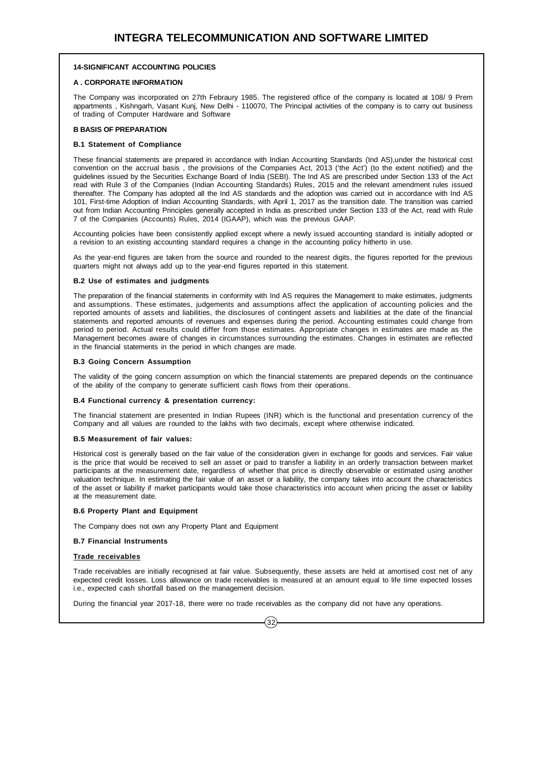# INTEGRA TELECOMMUNICATION AND SOFTWARE LIMITED

## 14-SIGNIFICANT ACCOUNTING POLICIES

### A . CORPORATE INFORMATION

The Company was incorporated on 27th Febraury 1985. The registered office of the company is located at 108/ 9 Prem appartments , Kishngarh, Vasant Kunj, New Delhi - 110070, The Principal activities of the company is to carry out business of trading of Computer Hardware and Software

### B BASIS OF PREPARATION

#### B.1 Statement of Compliance

These financial statements are prepared in accordance with Indian Accounting Standards (Ind AS),under the historical cost convention on the accrual basis , the provisions of the Companies Act, 2013 ('the Act') (to the extent notified) and the guidelines issued by the Securities Exchange Board of India (SEBI). The Ind AS are prescribed under Section 133 of the Act read with Rule 3 of the Companies (Indian Accounting Standards) Rules, 2015 and the relevant amendment rules issued thereafter. The Company has adopted all the Ind AS standards and the adoption was carried out in accordance with Ind AS 101, First-time Adoption of Indian Accounting Standards, with April 1, 2017 as the transition date. The transition was carried out from Indian Accounting Principles generally accepted in India as prescribed under Section 133 of the Act, read with Rule 7 of the Companies (Accounts) Rules, 2014 (IGAAP), which was the previous GAAP.

Accounting policies have been consistently applied except where a newly issued accounting standard is initially adopted or a revision to an existing accounting standard requires a change in the accounting policy hitherto in use.

As the year-end figures are taken from the source and rounded to the nearest digits, the figures reported for the previous quarters might not always add up to the year-end figures reported in this statement.

#### B.2 Use of estimates and judgments

The preparation of the financial statements in conformity with Ind AS requires the Management to make estimates, judgments and assumptions. These estimates, judgements and assumptions affect the application of accounting policies and the reported amounts of assets and liabilities, the disclosures of contingent assets and liabilities at the date of the financial statements and reported amounts of revenues and expenses during the period. Accounting estimates could change from period to period. Actual results could differ from those estimates. Appropriate changes in estimates are made as the Management becomes aware of changes in circumstances surrounding the estimates. Changes in estimates are reflected in the financial statements in the period in which changes are made.

#### B.3 Going Concern Assumption

The validity of the going concern assumption on which the financial statements are prepared depends on the continuance of the ability of the company to generate sufficient cash flows from their operations.

#### B.4 Functional currency & presentation currency:

The financial statement are presented in Indian Rupees (INR) which is the functional and presentation currency of the Company and all values are rounded to the lakhs with two decimals, except where otherwise indicated.

#### B.5 Measurement of fair values:

Historical cost is generally based on the fair value of the consideration given in exchange for goods and services. Fair value is the price that would be received to sell an asset or paid to transfer a liability in an orderly transaction between market participants at the measurement date, regardless of whether that price is directly observable or estimated using another valuation technique. In estimating the fair value of an asset or a liability, the company takes into account the characteristics of the asset or liability if market participants would take those characteristics into account when pricing the asset or liability at the measurement date.

#### B.6 Property Plant and Equipment

The Company does not own any Property Plant and Equipment

#### B.7 Financial Instruments

**Trade receivables**

Trade receivables are initially recognised at fair value. Subsequently, these assets are held at amortised cost net of any expected credit losses. Loss allowance on trade receivables is measured at an amount equal to life time expected losses i.e., expected cash shortfall based on the management decision.

During the financial year 2017-18, there were no trade receivables as the company did not have any operations.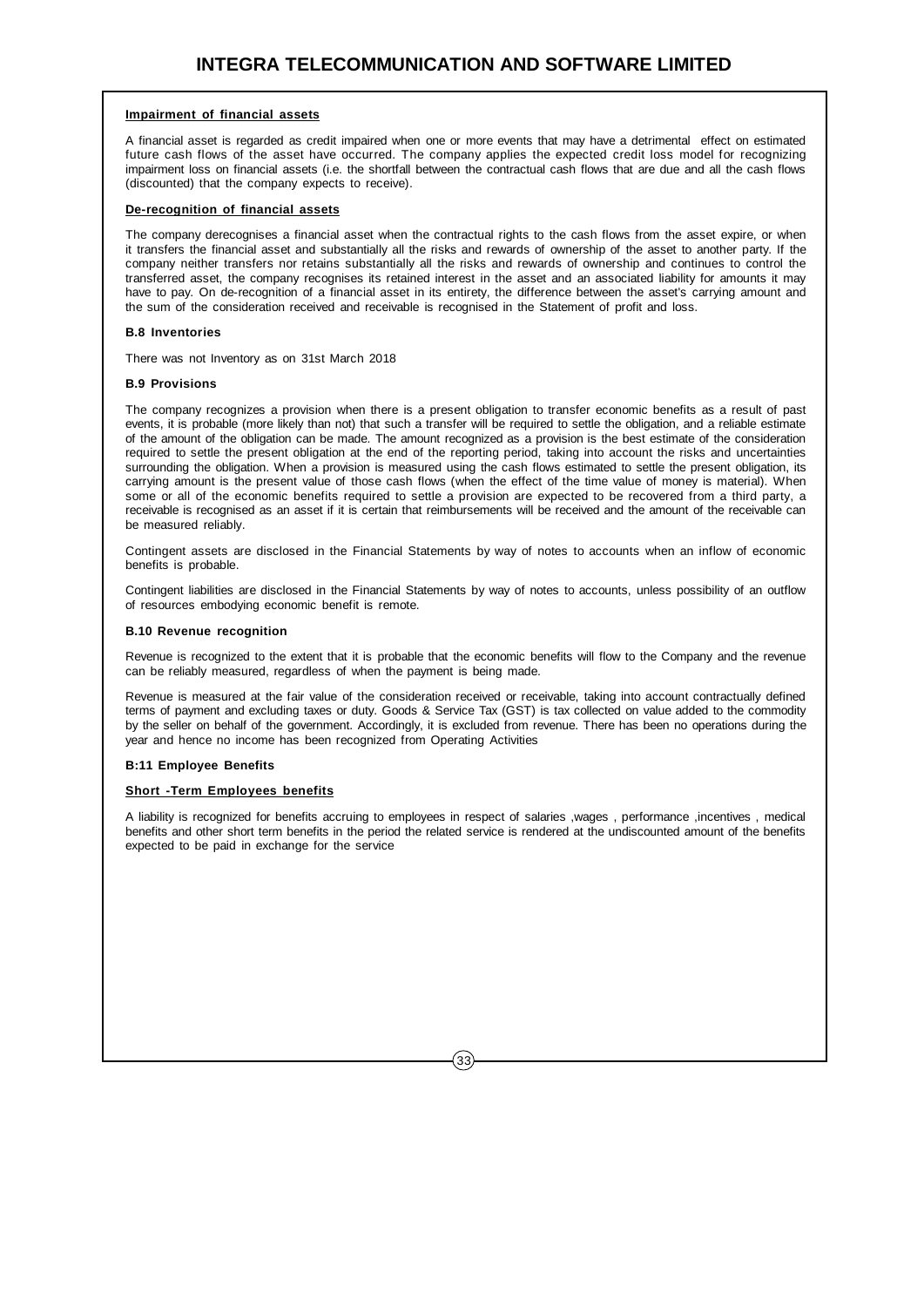**Impairment of financial assets**

A financial asset is regarded as credit impaired when one or more events that may have a detrimental effect on estimated future cash flows of the asset have occurred. The company applies the expected credit loss model for recognizing impairment loss on financial assets (i.e. the shortfall between the contractual cash flows that are due and all the cash flows (discounted) that the company expects to receive).

**De-recognition of financial assets**

The company derecognises a financial asset when the contractual rights to the cash flows from the asset expire, or when it transfers the financial asset and substantially all the risks and rewards of ownership of the asset to another party. If the company neither transfers nor retains substantially all the risks and rewards of ownership and continues to control the transferred asset, the company recognises its retained interest in the asset and an associated liability for amounts it may have to pay. On de-recognition of a financial asset in its entirety, the difference between the asset's carrying amount and the sum of the consideration received and receivable is recognised in the Statement of profit and loss.

**B.8 Inventories**

There was not Inventory as on 31st March 2018

**B.9 Provisions**

The company recognizes a provision when there is a present obligation to transfer economic benefits as a result of past events, it is probable (more likely than not) that such a transfer will be required to settle the obligation, and a reliable estimate of the amount of the obligation can be made. The amount recognized as a provision is the best estimate of the consideration required to settle the present obligation at the end of the reporting period, taking into account the risks and uncertainties surrounding the obligation. When a provision is measured using the cash flows estimated to settle the present obligation, its carrying amount is the present value of those cash flows (when the effect of the time value of money is material). When some or all of the economic benefits required to settle a provision are expected to be recovered from a third party, a receivable is recognised as an asset if it is certain that reimbursements will be received and the amount of the receivable can be measured reliably.

Contingent assets are disclosed in the Financial Statements by way of notes to accounts when an inflow of economic benefits is probable.

Contingent liabilities are disclosed in the Financial Statements by way of notes to accounts, unless possibility of an outflow of resources embodying economic benefit is remote.

**B.10 Revenue recognition**

Revenue is recognized to the extent that it is probable that the economic benefits will flow to the Company and the revenue can be reliably measured, regardless of when the payment is being made.

Revenue is measured at the fair value of the consideration received or receivable, taking into account contractually defined terms of payment and excluding taxes or duty. Goods & Service Tax (GST) is tax collected on value added to the commodity by the seller on behalf of the government. Accordingly, it is excluded from revenue. There has been no operations during the year and hence no income has been recognized from Operating Activities

**B:11 Employee Benefits**

**Short -Term Employees benefits**

A liability is recognized for benefits accruing to employees in respect of salaries ,wages , performance ,incentives , medical benefits and other short term benefits in the period the related service is rendered at the undiscounted amount of the benefits expected to be paid in exchange for the service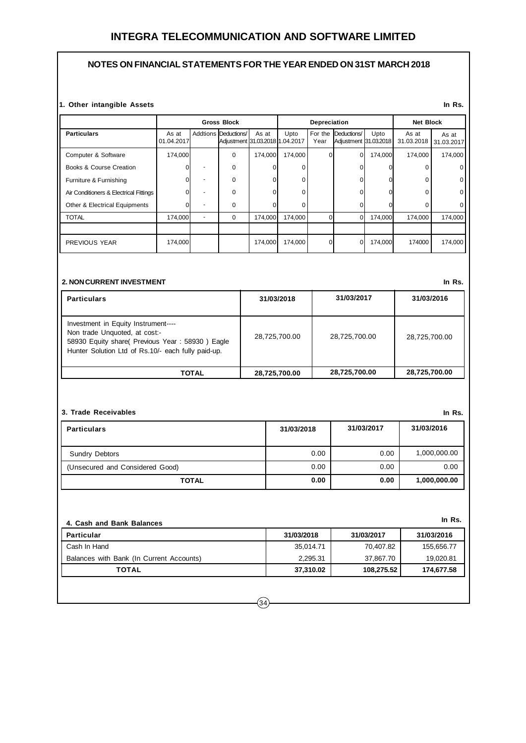# INTEGRA TELECOMMUNICATION AND SOFTWARE LIMITED

## NOTES ON FINANCIAL STATEMENTS FOR THE YEAR ENDED ON 31ST MARCH 2018

### 1. Other intangible Assets

In Rs.

| | Gross Block | | | | Depreciation | | | | Net Block | |
|---|---|---|---|---|---|---|---|---|---|---|
| **Particulars** | As at 01.04.2017 | Addtions | Deductions/ Adjustment | As at 31.03.2018 | Upto 1.04.2017 | For the Year | Deductions/ Adjustment | Upto 31.03.2018 | As at 31.03.2018 | As at 31.03.2017 |
| Computer & Software | 174,000 | | 0 | 174,000 | 174,000 | 0 | 0 | 174,000 | 174,000 | 174,000 |
| Books & Course Creation | 0 | - | 0 | 0 | 0 | | 0 | 0 | 0 | 0 |
| Furniture & Furnishing | 0 | - | 0 | 0 | 0 | | 0 | 0 | 0 | 0 |
| Air Conditioners & Electrical Fittings | 0 | - | 0 | 0 | 0 | | 0 | 0 | 0 | 0 |
| Other & Electrical Equipments | 0 | - | 0 | 0 | 0 | | 0 | 0 | 0 | 0 |
| TOTAL | 174,000 | - | 0 | 174,000 | 174,000 | 0 | 0 | 174,000 | 174,000 | 174,000 |
| | | | | | | | | | | |
| PREVIOUS YEAR | 174,000 | | | 174,000 | 174,000 | 0 | 0 | 174,000 | 174000 | 174,000 |

### 2. NON CURRENT INVESTMENT

In Rs.

| Particulars | 31/03/2018 | 31/03/2017 | 31/03/2016 |
|---|---|---|---|
| Investment in Equity Instrument---- Non trade Unquoted, at cost:- 58930 Equity share( Previous Year : 58930 ) Eagle Hunter Solution Ltd of Rs.10/- each fully paid-up. | 28,725,700.00 | 28,725,700.00 | 28,725,700.00 |
| **TOTAL** | **28,725,700.00** | **28,725,700.00** | **28,725,700.00** |

### 3. Trade Receivables

In Rs.

| Particulars | 31/03/2018 | 31/03/2017 | 31/03/2016 |
|---|---|---|---|
| Sundry Debtors | 0.00 | 0.00 | 1,000,000.00 |
| (Unsecured and Considered Good) | 0.00 | 0.00 | 0.00 |
| **TOTAL** | **0.00** | **0.00** | **1,000,000.00** |

### 4. Cash and Bank Balances

In Rs.

| Particular | 31/03/2018 | 31/03/2017 | 31/03/2016 |
|---|---|---|---|
| Cash In Hand | 35,014.71 | 70,407.82 | 155,656.77 |
| Balances with Bank (In Current Accounts) | 2,295.31 | 37,867.70 | 19,020.81 |
| **TOTAL** | **37,310.02** | **108,275.52** | **174,677.58** |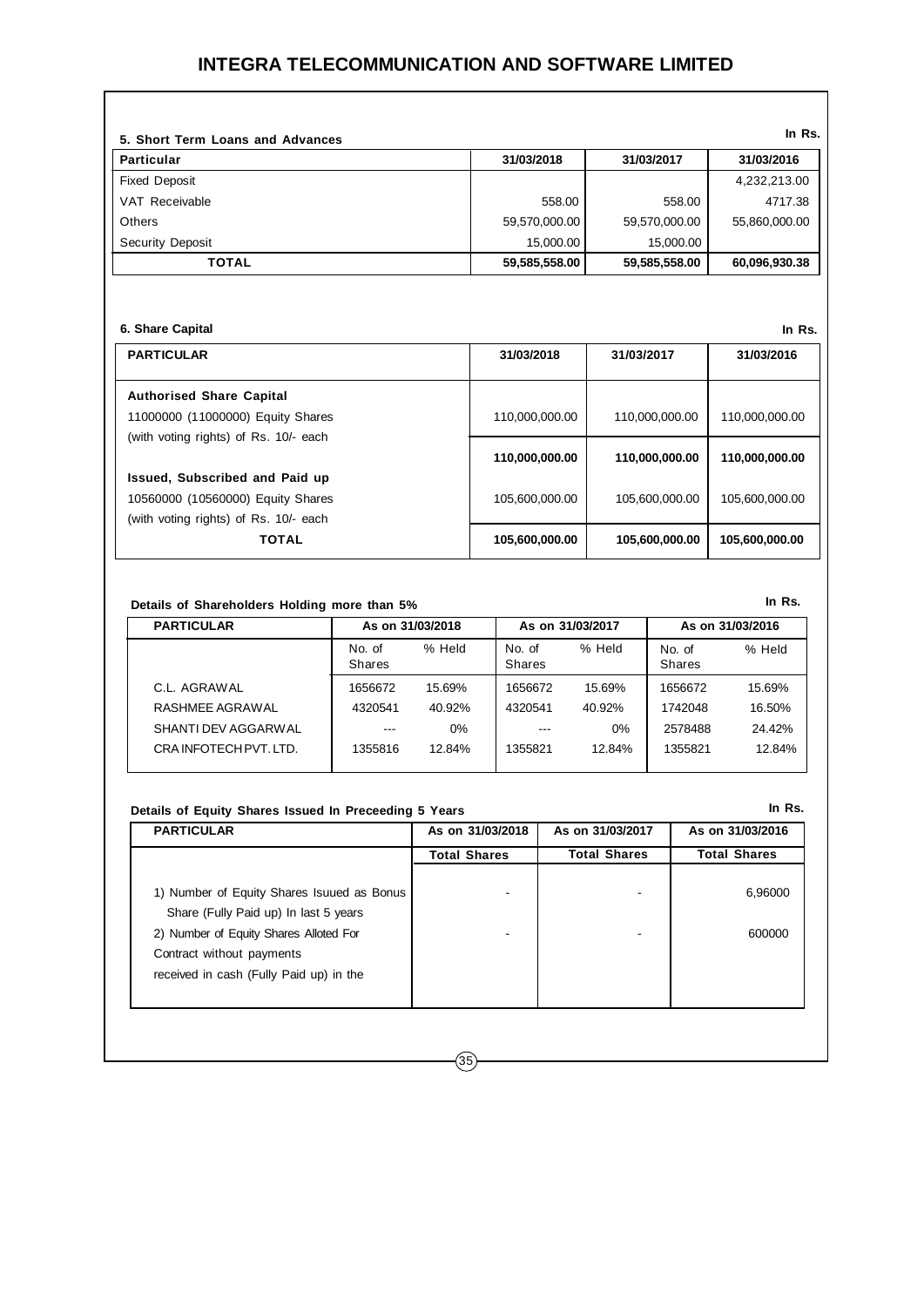### 5. Short Term Loans and Advances

In Rs.

| Particular | 31/03/2018 | 31/03/2017 | 31/03/2016 |
|---|---|---|---|
| Fixed Deposit | | | 4,232,213.00 |
| VAT Receivable | 558.00 | 558.00 | 4717.38 |
| Others | 59,570,000.00 | 59,570,000.00 | 55,860,000.00 |
| Security Deposit | 15,000.00 | 15,000.00 | |
| **TOTAL** | **59,585,558.00** | **59,585,558.00** | **60,096,930.38** |

### 6. Share Capital

In Rs.

| PARTICULAR | 31/03/2018 | 31/03/2017 | 31/03/2016 |
|---|---|---|---|
| **Authorised Share Capital** | | | |
| 11000000 (11000000) Equity Shares (with voting rights) of Rs. 10/- each | 110,000,000.00 | 110,000,000.00 | 110,000,000.00 |
| | **110,000,000.00** | **110,000,000.00** | **110,000,000.00** |
| **Issued, Subscribed and Paid up** | | | |
| 10560000 (10560000) Equity Shares (with voting rights) of Rs. 10/- each | 105,600,000.00 | 105,600,000.00 | 105,600,000.00 |
| **TOTAL** | **105,600,000.00** | **105,600,000.00** | **105,600,000.00** |

### Details of Shareholders Holding more than 5%

In Rs.

| PARTICULAR | As on 31/03/2018 | | As on 31/03/2017 | | As on 31/03/2016 | |
|---|---|---|---|---|---|---|
| | No. of Shares | % Held | No. of Shares | % Held | No. of Shares | % Held |
| C.L. AGRAWAL | 1656672 | 15.69% | 1656672 | 15.69% | 1656672 | 15.69% |
| RASHMEE AGRAWAL | 4320541 | 40.92% | 4320541 | 40.92% | 1742048 | 16.50% |
| SHANTI DEV AGGARWAL | --- | 0% | --- | 0% | 2578488 | 24.42% |
| CRA INFOTECH PVT. LTD. | 1355816 | 12.84% | 1355821 | 12.84% | 1355821 | 12.84% |

### Details of Equity Shares Issued In Preceeding 5 Years

In Rs.

| PARTICULAR | As on 31/03/2018 | As on 31/03/2017 | As on 31/03/2016 |
|---|---|---|---|
| | Total Shares | Total Shares | Total Shares |
| 1) Number of Equity Shares Isuued as Bonus Share (Fully Paid up) In last 5 years | - | - | 6,96000 |
| 2) Number of Equity Shares Alloted For Contract without payments received in cash (Fully Paid up) in the | - | - | 600000 |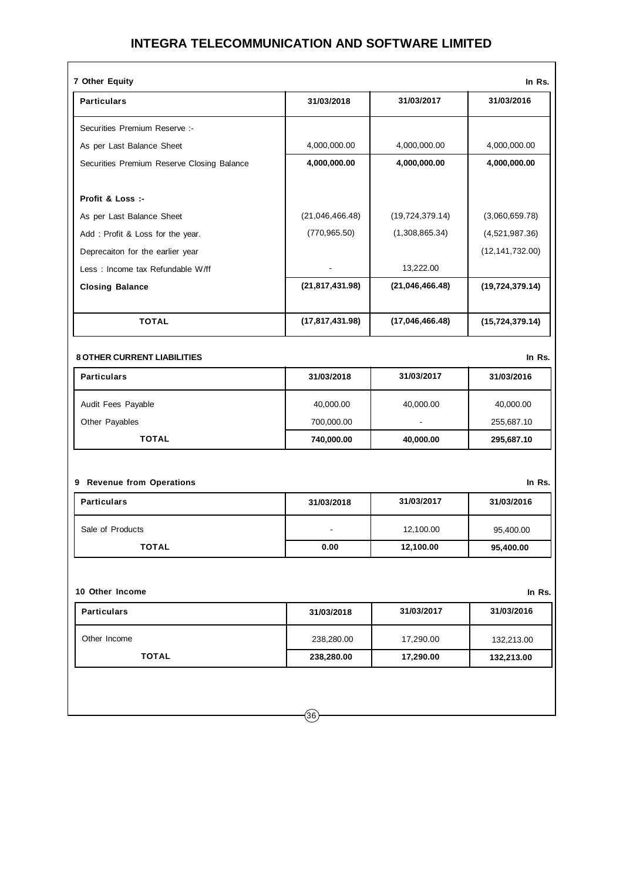### 7 Other Equity

In Rs.

| Particulars | 31/03/2018 | 31/03/2017 | 31/03/2016 |
|---|---|---|---|
| Securities Premium Reserve :- | | | |
| As per Last Balance Sheet | 4,000,000.00 | 4,000,000.00 | 4,000,000.00 |
| Securities Premium Reserve Closing Balance | **4,000,000.00** | **4,000,000.00** | **4,000,000.00** |
| | | | |
| **Profit & Loss :-** | | | |
| As per Last Balance Sheet | (21,046,466.48) | (19,724,379.14) | (3,060,659.78) |
| Add : Profit & Loss for the year. | (770,965.50) | (1,308,865.34) | (4,521,987.36) |
| Deprecaiton for the earlier year | | | (12,141,732.00) |
| Less : Income tax Refundable W/ff | - | 13,222.00 | |
| **Closing Balance** | **(21,817,431.98)** | **(21,046,466.48)** | **(19,724,379.14)** |
| **TOTAL** | **(17,817,431.98)** | **(17,046,466.48)** | **(15,724,379.14)** |

### 8 OTHER CURRENT LIABILITIES

In Rs.

| Particulars | 31/03/2018 | 31/03/2017 | 31/03/2016 |
|---|---|---|---|
| Audit Fees Payable | 40,000.00 | 40,000.00 | 40,000.00 |
| Other Payables | 700,000.00 | - | 255,687.10 |
| **TOTAL** | **740,000.00** | **40,000.00** | **295,687.10** |

### 9 Revenue from Operations

In Rs.

| Particulars | 31/03/2018 | 31/03/2017 | 31/03/2016 |
|---|---|---|---|
| Sale of Products | - | 12,100.00 | 95,400.00 |
| **TOTAL** | **0.00** | **12,100.00** | **95,400.00** |

### 10 Other Income

In Rs.

| Particulars | 31/03/2018 | 31/03/2017 | 31/03/2016 |
|---|---|---|---|
| Other Income | 238,280.00 | 17,290.00 | 132,213.00 |
| **TOTAL** | **238,280.00** | **17,290.00** | **132,213.00** |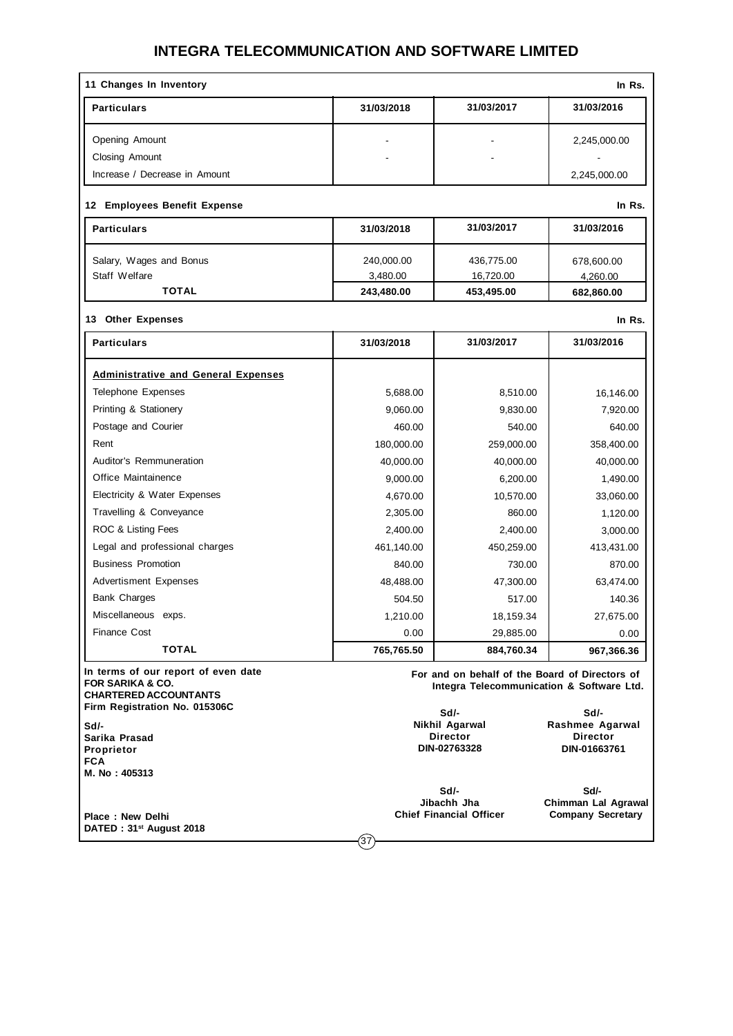# INTEGRA TELECOMMUNICATION AND SOFTWARE LIMITED

## 11 Changes In Inventory

In Rs.

| Particulars | 31/03/2018 | 31/03/2017 | 31/03/2016 |
|---|---|---|---|
| Opening Amount | - | - | 2,245,000.00 |
| Closing Amount | - | - | - |
| Increase / Decrease in Amount | | | 2,245,000.00 |

## 12 Employees Benefit Expense

In Rs.

| Particulars | 31/03/2018 | 31/03/2017 | 31/03/2016 |
|---|---|---|---|
| Salary, Wages and Bonus | 240,000.00 | 436,775.00 | 678,600.00 |
| Staff Welfare | 3,480.00 | 16,720.00 | 4,260.00 |
| **TOTAL** | **243,480.00** | **453,495.00** | **682,860.00** |

## 13 Other Expenses

In Rs.

| Particulars | 31/03/2018 | 31/03/2017 | 31/03/2016 |
|---|---|---|---|
| **Administrative and General Expenses** | | | |
| Telephone Expenses | 5,688.00 | 8,510.00 | 16,146.00 |
| Printing & Stationery | 9,060.00 | 9,830.00 | 7,920.00 |
| Postage and Courier | 460.00 | 540.00 | 640.00 |
| Rent | 180,000.00 | 259,000.00 | 358,400.00 |
| Auditor's Remmuneration | 40,000.00 | 40,000.00 | 40,000.00 |
| Office Maintainence | 9,000.00 | 6,200.00 | 1,490.00 |
| Electricity & Water Expenses | 4,670.00 | 10,570.00 | 33,060.00 |
| Travelling & Conveyance | 2,305.00 | 860.00 | 1,120.00 |
| ROC & Listing Fees | 2,400.00 | 2,400.00 | 3,000.00 |
| Legal and professional charges | 461,140.00 | 450,259.00 | 413,431.00 |
| Business Promotion | 840.00 | 730.00 | 870.00 |
| Advertisment Expenses | 48,488.00 | 47,300.00 | 63,474.00 |
| Bank Charges | 504.50 | 517.00 | 140.36 |
| Miscellaneous exps. | 1,210.00 | 18,159.34 | 27,675.00 |
| Finance Cost | 0.00 | 29,885.00 | 0.00 |
| **TOTAL** | **765,765.50** | **884,760.34** | **967,366.36** |

**In terms of our report of even date**
**FOR SARIKA & CO.**
**CHARTERED ACCOUNTANTS**
**Firm Registration No. 015306C**

**Sd/-**
**Sarika Prasad**
**Proprietor**
**FCA**
**M. No : 405313**

**Place : New Delhi**
**DATED : 31st August 2018**

**For and on behalf of the Board of Directors of Integra Telecommunication & Software Ltd.**

**Sd/-**
**Nikhil Agarwal**
**Director**
**DIN-02763328**

**Sd/-**
**Rashmee Agarwal**
**Director**
**DIN-01663761**

**Sd/-**
**Jibachh Jha**
**Chief Financial Officer**

**Sd/-**
**Chimman Lal Agrawal**
**Company Secretary**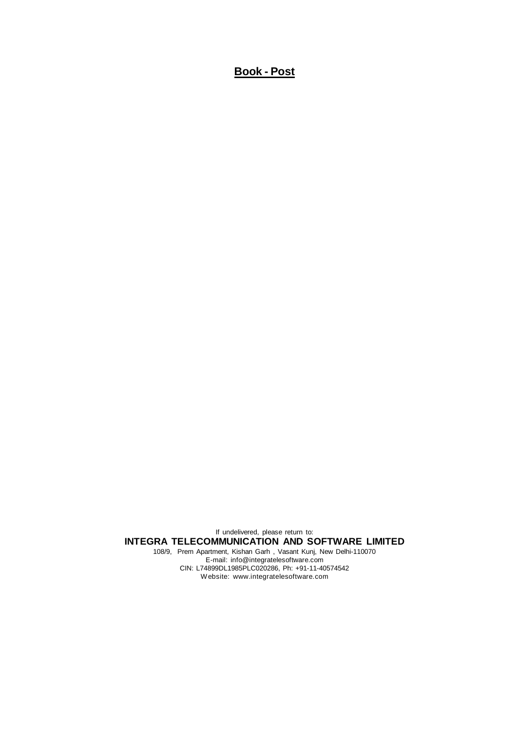**Book - Post**

If undelivered, please return to:

**INTEGRA TELECOMMUNICATION AND SOFTWARE LIMITED**

108/9, Prem Apartment, Kishan Garh , Vasant Kunj, New Delhi-110070
E-mail: info@integratelesoftware.com
CIN: L74899DL1985PLC020286, Ph: +91-11-40574542
Website: www.integratelesoftware.com